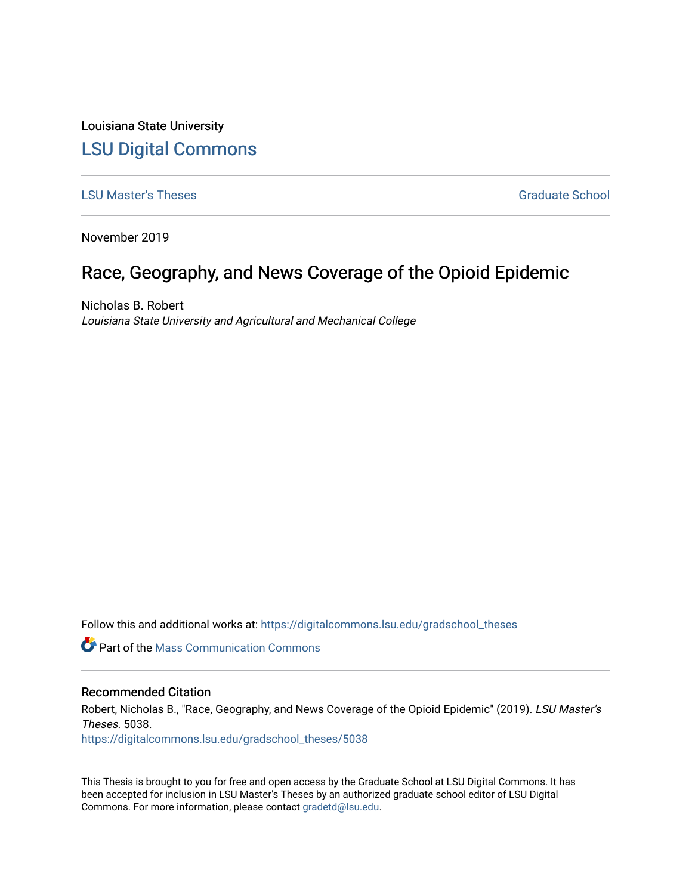Louisiana State University

[LSU Digital Commons](https://digitalcommons.lsu.edu/)

[LSU Master's Theses](https://digitalcommons.lsu.edu/gradschool_theses) | [Graduate School](https://digitalcommons.lsu.edu/gradschool)

November 2019

# Race, Geography, and News Coverage of the Opioid Epidemic

Nicholas B. Robert

*Louisiana State University and Agricultural and Mechanical College*

Follow this and additional works at: https://digitalcommons.lsu.edu/gradschool_theses

Part of the Mass Communication Commons

## Recommended Citation

Robert, Nicholas B., "Race, Geography, and News Coverage of the Opioid Epidemic" (2019). *LSU Master's Theses*. 5038.

https://digitalcommons.lsu.edu/gradschool_theses/5038

This Thesis is brought to you for free and open access by the Graduate School at LSU Digital Commons. It has been accepted for inclusion in LSU Master's Theses by an authorized graduate school editor of LSU Digital Commons. For more information, please contact gradetd@lsu.edu.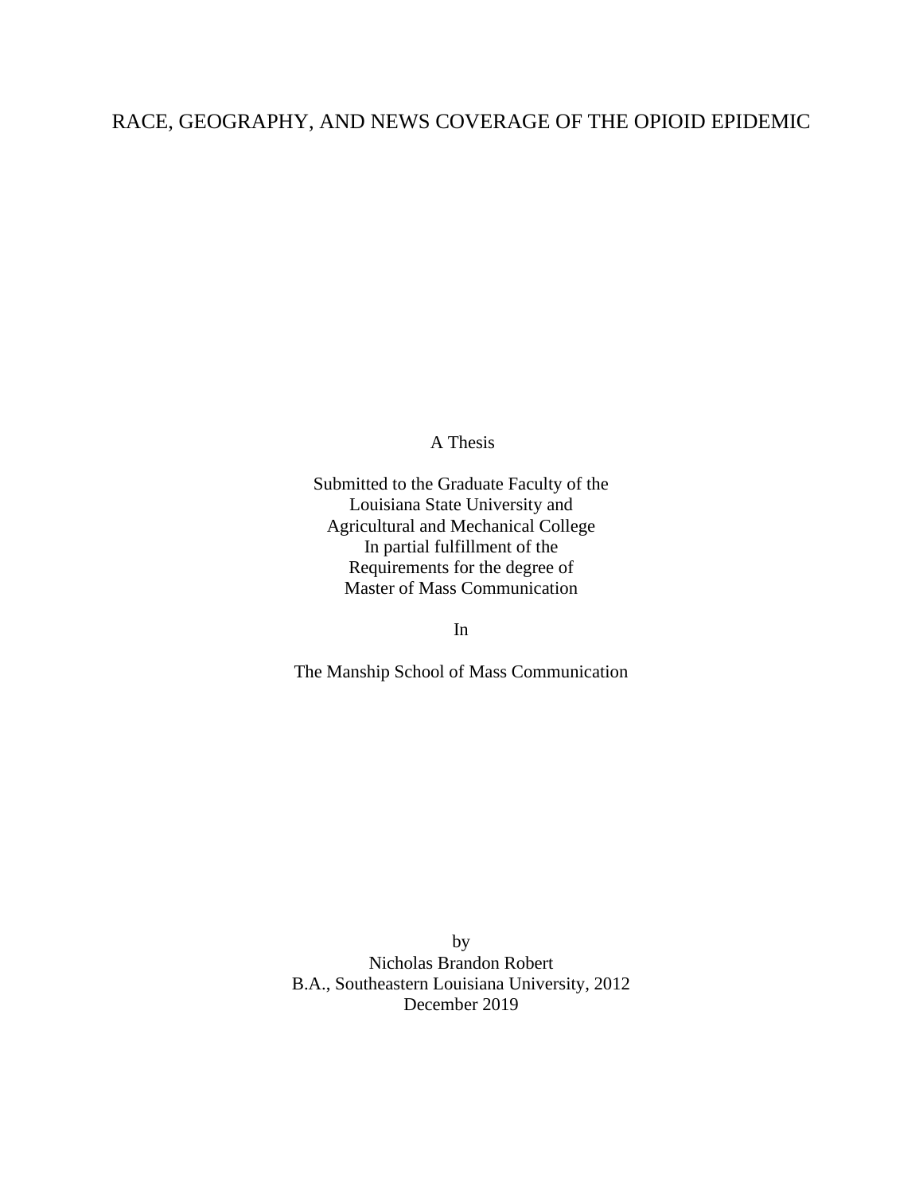# RACE, GEOGRAPHY, AND NEWS COVERAGE OF THE OPIOID EPIDEMIC

A Thesis

Submitted to the Graduate Faculty of the
Louisiana State University and
Agricultural and Mechanical College
In partial fulfillment of the
Requirements for the degree of
Master of Mass Communication

In

The Manship School of Mass Communication

by
Nicholas Brandon Robert
B.A., Southeastern Louisiana University, 2012
December 2019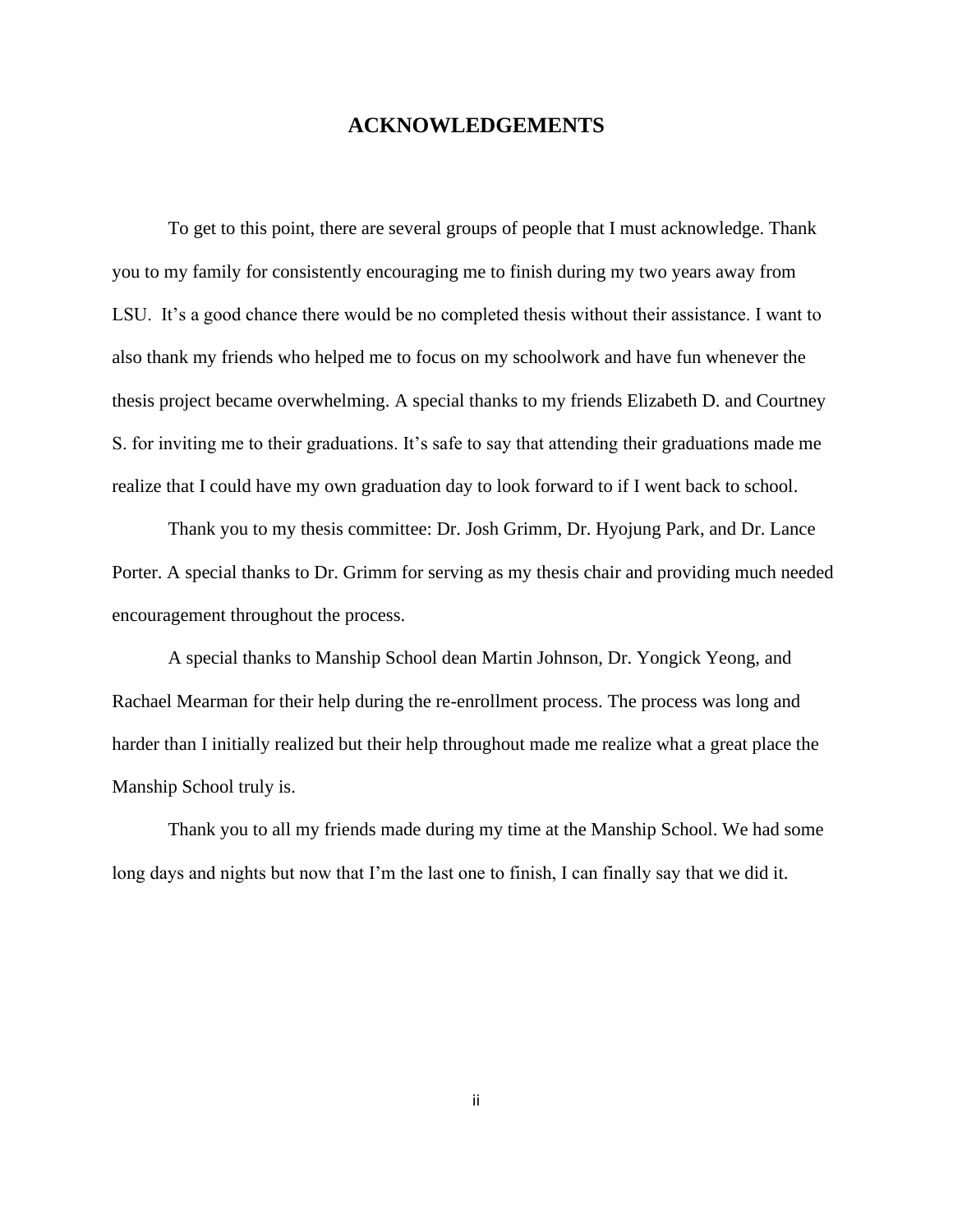# ACKNOWLEDGEMENTS

To get to this point, there are several groups of people that I must acknowledge. Thank you to my family for consistently encouraging me to finish during my two years away from LSU. It's a good chance there would be no completed thesis without their assistance. I want to also thank my friends who helped me to focus on my schoolwork and have fun whenever the thesis project became overwhelming. A special thanks to my friends Elizabeth D. and Courtney S. for inviting me to their graduations. It's safe to say that attending their graduations made me realize that I could have my own graduation day to look forward to if I went back to school.

Thank you to my thesis committee: Dr. Josh Grimm, Dr. Hyojung Park, and Dr. Lance Porter. A special thanks to Dr. Grimm for serving as my thesis chair and providing much needed encouragement throughout the process.

A special thanks to Manship School dean Martin Johnson, Dr. Yongick Yeong, and Rachael Mearman for their help during the re-enrollment process. The process was long and harder than I initially realized but their help throughout made me realize what a great place the Manship School truly is.

Thank you to all my friends made during my time at the Manship School. We had some long days and nights but now that I'm the last one to finish, I can finally say that we did it.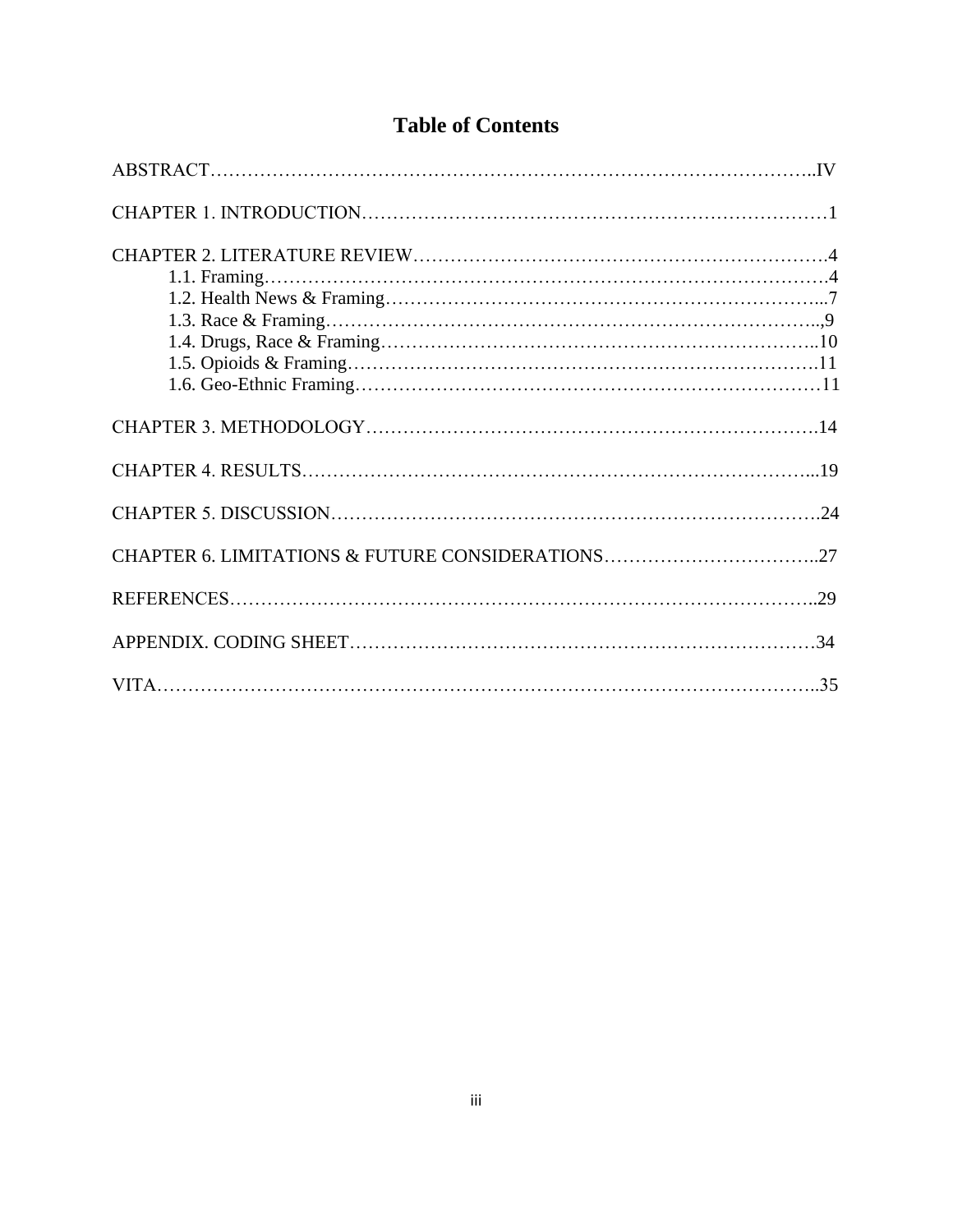# Table of Contents

ABSTRACT…………………………………………………………………………………..IV

CHAPTER 1. INTRODUCTION…………………………………………………………………1

CHAPTER 2. LITERATURE REVIEW……………………………………………………….4

- 1.1. Framing………………………………………………………………………………….4
- 1.2. Health News & Framing………………………………………………………………...7
- 1.3. Race & Framing……………………………………………………………………..,9
- 1.4. Drugs, Race & Framing……………………………………………………………..10
- 1.5. Opioids & Framing………………………………………………………………….11
- 1.6. Geo-Ethnic Framing…………………………………………………………………11

CHAPTER 3. METHODOLOGY…………………………………………………………….14

CHAPTER 4. RESULTS……………………………………………………………………...19

CHAPTER 5. DISCUSSION………………………………………………………………….24

CHAPTER 6. LIMITATIONS & FUTURE CONSIDERATIONS……………………………..27

REFERENCES……………………………………………………………………………..29

APPENDIX. CODING SHEET…………………………………………………………………34

VITA…………………………………………………………………………………………..35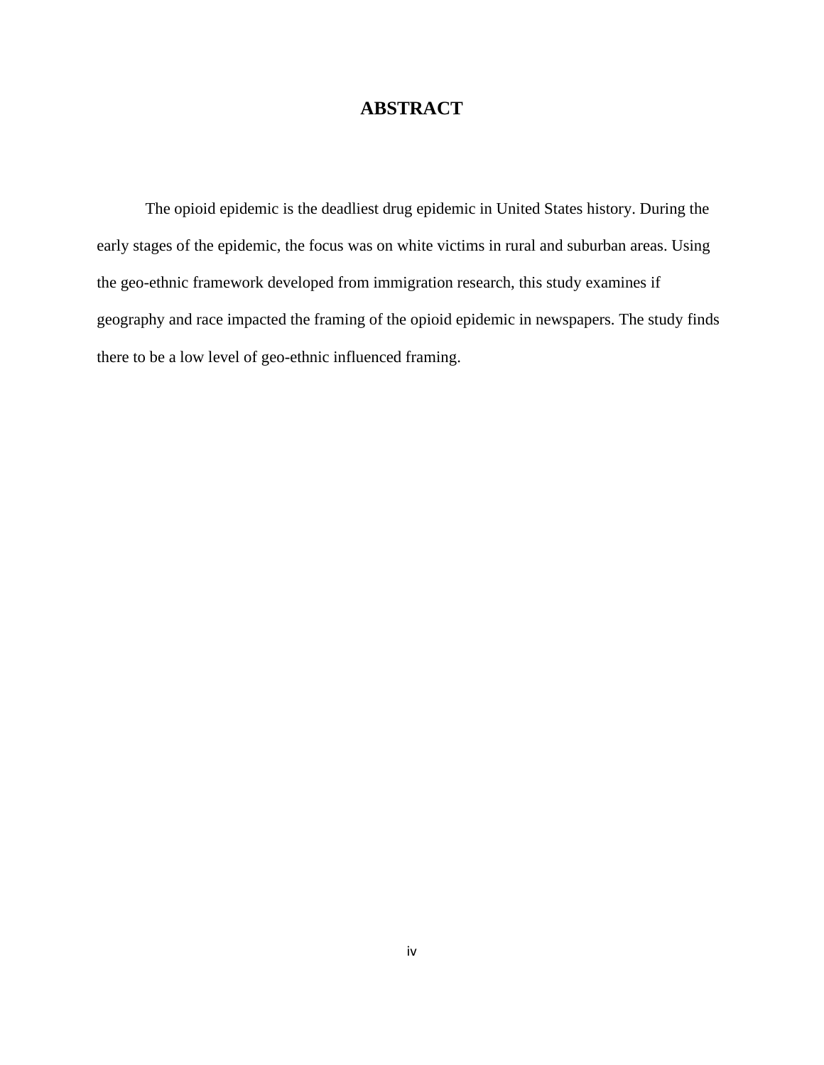# ABSTRACT

The opioid epidemic is the deadliest drug epidemic in United States history. During the early stages of the epidemic, the focus was on white victims in rural and suburban areas. Using the geo-ethnic framework developed from immigration research, this study examines if geography and race impacted the framing of the opioid epidemic in newspapers. The study finds there to be a low level of geo-ethnic influenced framing.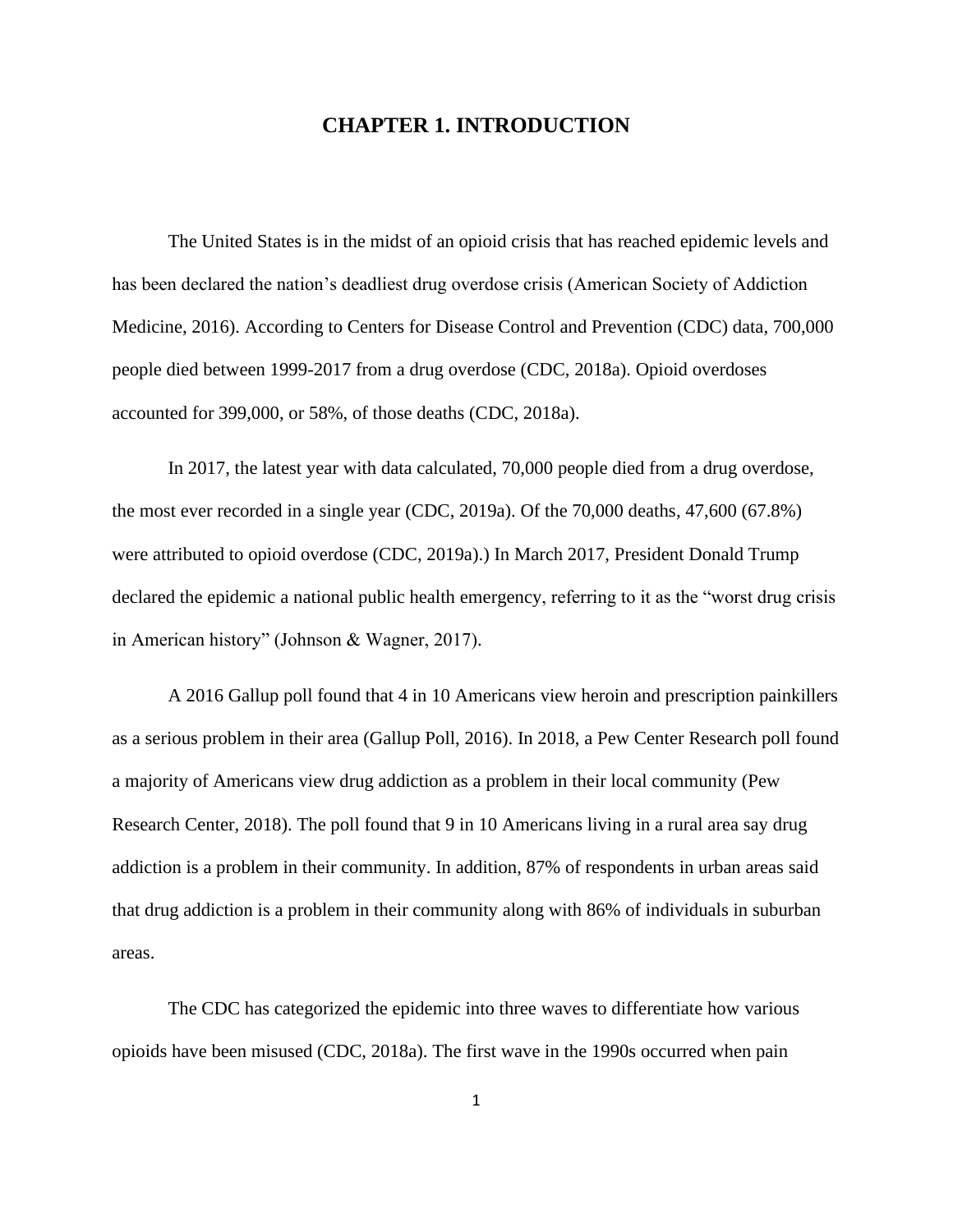# CHAPTER 1. INTRODUCTION

The United States is in the midst of an opioid crisis that has reached epidemic levels and has been declared the nation's deadliest drug overdose crisis (American Society of Addiction Medicine, 2016). According to Centers for Disease Control and Prevention (CDC) data, 700,000 people died between 1999-2017 from a drug overdose (CDC, 2018a). Opioid overdoses accounted for 399,000, or 58%, of those deaths (CDC, 2018a).

In 2017, the latest year with data calculated, 70,000 people died from a drug overdose, the most ever recorded in a single year (CDC, 2019a). Of the 70,000 deaths, 47,600 (67.8%) were attributed to opioid overdose (CDC, 2019a).) In March 2017, President Donald Trump declared the epidemic a national public health emergency, referring to it as the "worst drug crisis in American history" (Johnson & Wagner, 2017).

A 2016 Gallup poll found that 4 in 10 Americans view heroin and prescription painkillers as a serious problem in their area (Gallup Poll, 2016). In 2018, a Pew Center Research poll found a majority of Americans view drug addiction as a problem in their local community (Pew Research Center, 2018). The poll found that 9 in 10 Americans living in a rural area say drug addiction is a problem in their community. In addition, 87% of respondents in urban areas said that drug addiction is a problem in their community along with 86% of individuals in suburban areas.

The CDC has categorized the epidemic into three waves to differentiate how various opioids have been misused (CDC, 2018a). The first wave in the 1990s occurred when pain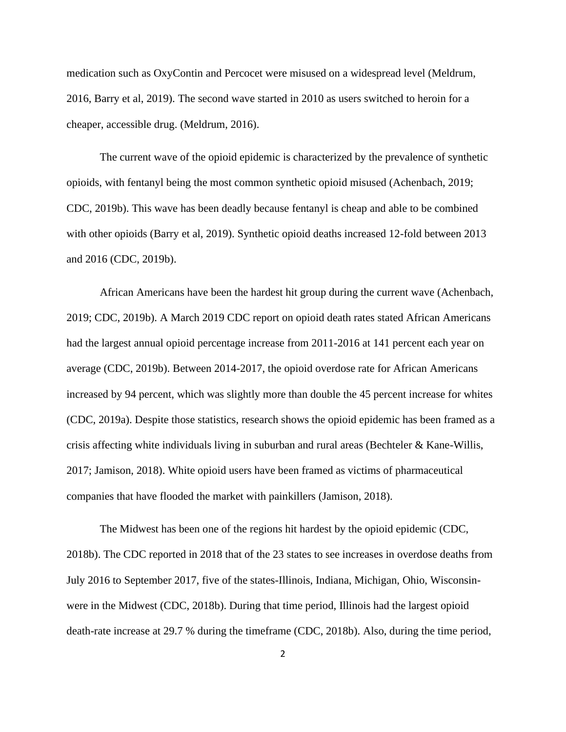medication such as OxyContin and Percocet were misused on a widespread level (Meldrum, 2016, Barry et al, 2019). The second wave started in 2010 as users switched to heroin for a cheaper, accessible drug. (Meldrum, 2016).

The current wave of the opioid epidemic is characterized by the prevalence of synthetic opioids, with fentanyl being the most common synthetic opioid misused (Achenbach, 2019; CDC, 2019b). This wave has been deadly because fentanyl is cheap and able to be combined with other opioids (Barry et al, 2019). Synthetic opioid deaths increased 12-fold between 2013 and 2016 (CDC, 2019b).

African Americans have been the hardest hit group during the current wave (Achenbach, 2019; CDC, 2019b). A March 2019 CDC report on opioid death rates stated African Americans had the largest annual opioid percentage increase from 2011-2016 at 141 percent each year on average (CDC, 2019b). Between 2014-2017, the opioid overdose rate for African Americans increased by 94 percent, which was slightly more than double the 45 percent increase for whites (CDC, 2019a). Despite those statistics, research shows the opioid epidemic has been framed as a crisis affecting white individuals living in suburban and rural areas (Bechteler & Kane-Willis, 2017; Jamison, 2018). White opioid users have been framed as victims of pharmaceutical companies that have flooded the market with painkillers (Jamison, 2018).

The Midwest has been one of the regions hit hardest by the opioid epidemic (CDC, 2018b). The CDC reported in 2018 that of the 23 states to see increases in overdose deaths from July 2016 to September 2017, five of the states-Illinois, Indiana, Michigan, Ohio, Wisconsin-were in the Midwest (CDC, 2018b). During that time period, Illinois had the largest opioid death-rate increase at 29.7 % during the timeframe (CDC, 2018b). Also, during the time period,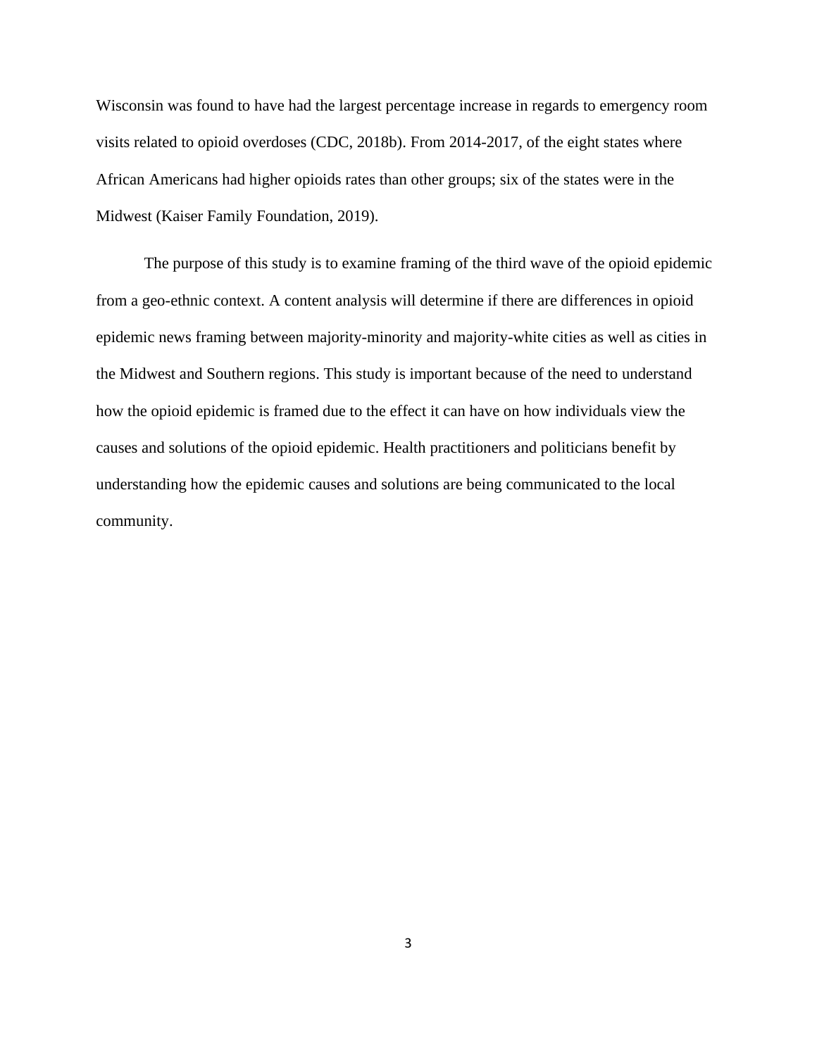Wisconsin was found to have had the largest percentage increase in regards to emergency room visits related to opioid overdoses (CDC, 2018b). From 2014-2017, of the eight states where African Americans had higher opioids rates than other groups; six of the states were in the Midwest (Kaiser Family Foundation, 2019).

The purpose of this study is to examine framing of the third wave of the opioid epidemic from a geo-ethnic context. A content analysis will determine if there are differences in opioid epidemic news framing between majority-minority and majority-white cities as well as cities in the Midwest and Southern regions. This study is important because of the need to understand how the opioid epidemic is framed due to the effect it can have on how individuals view the causes and solutions of the opioid epidemic. Health practitioners and politicians benefit by understanding how the epidemic causes and solutions are being communicated to the local community.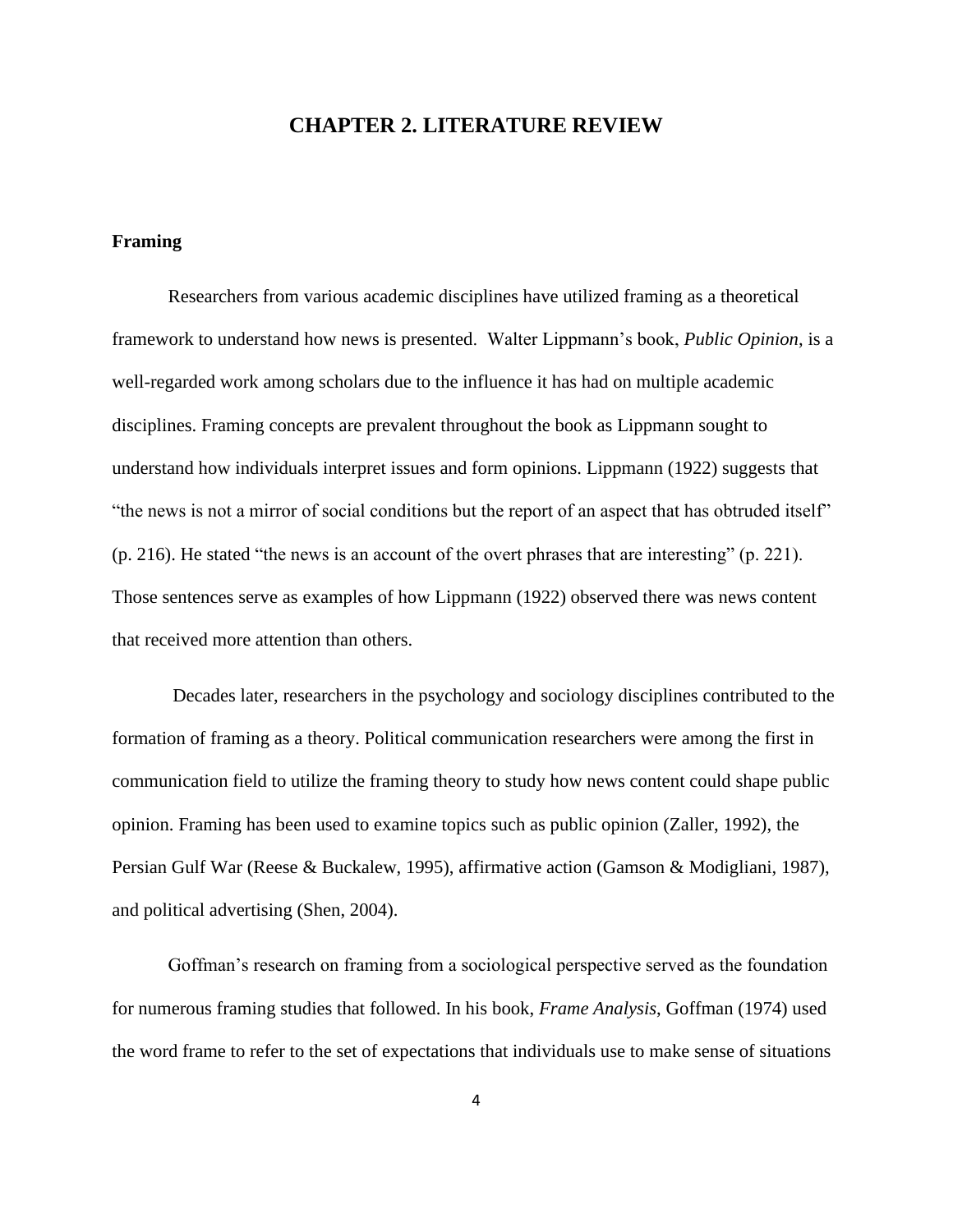# CHAPTER 2. LITERATURE REVIEW

## Framing

Researchers from various academic disciplines have utilized framing as a theoretical framework to understand how news is presented. Walter Lippmann's book, *Public Opinion*, is a well-regarded work among scholars due to the influence it has had on multiple academic disciplines. Framing concepts are prevalent throughout the book as Lippmann sought to understand how individuals interpret issues and form opinions. Lippmann (1922) suggests that "the news is not a mirror of social conditions but the report of an aspect that has obtruded itself" (p. 216). He stated "the news is an account of the overt phrases that are interesting" (p. 221). Those sentences serve as examples of how Lippmann (1922) observed there was news content that received more attention than others.

Decades later, researchers in the psychology and sociology disciplines contributed to the formation of framing as a theory. Political communication researchers were among the first in communication field to utilize the framing theory to study how news content could shape public opinion. Framing has been used to examine topics such as public opinion (Zaller, 1992), the Persian Gulf War (Reese & Buckalew, 1995), affirmative action (Gamson & Modigliani, 1987), and political advertising (Shen, 2004).

Goffman's research on framing from a sociological perspective served as the foundation for numerous framing studies that followed. In his book, *Frame Analysis*, Goffman (1974) used the word frame to refer to the set of expectations that individuals use to make sense of situations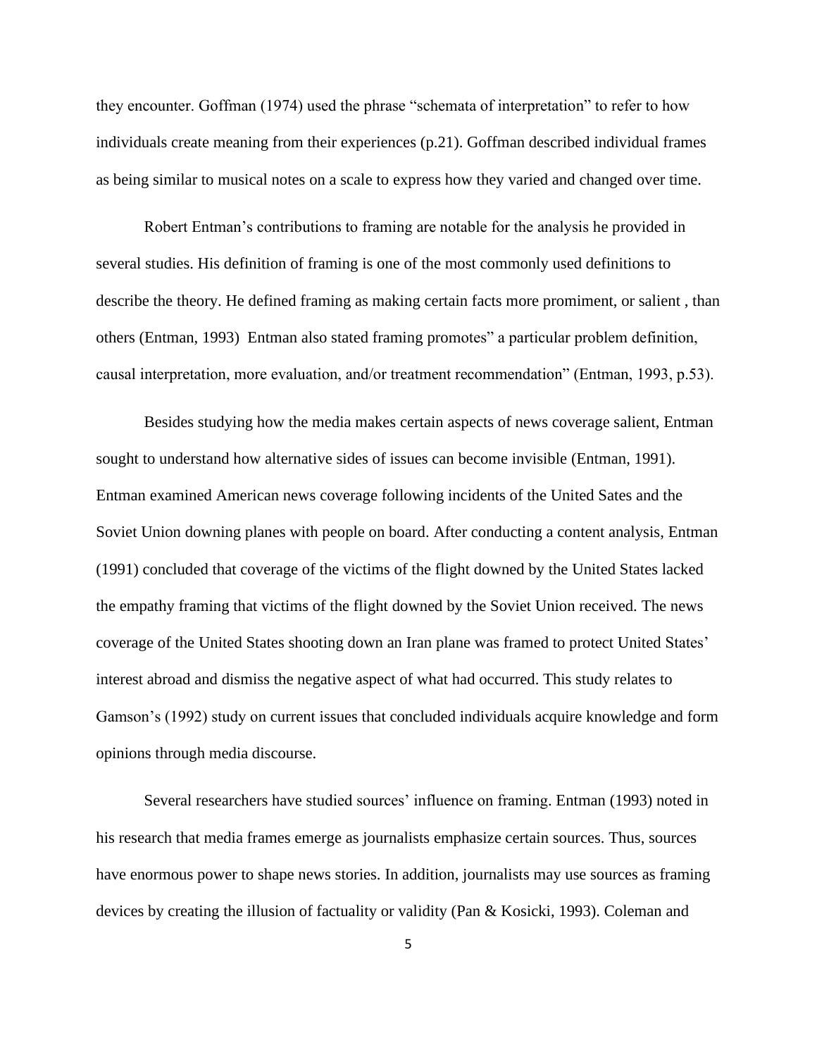they encounter. Goffman (1974) used the phrase "schemata of interpretation" to refer to how individuals create meaning from their experiences (p.21). Goffman described individual frames as being similar to musical notes on a scale to express how they varied and changed over time.

Robert Entman's contributions to framing are notable for the analysis he provided in several studies. His definition of framing is one of the most commonly used definitions to describe the theory. He defined framing as making certain facts more promiment, or salient , than others (Entman, 1993)  Entman also stated framing promotes" a particular problem definition, causal interpretation, more evaluation, and/or treatment recommendation" (Entman, 1993, p.53).

Besides studying how the media makes certain aspects of news coverage salient, Entman sought to understand how alternative sides of issues can become invisible (Entman, 1991). Entman examined American news coverage following incidents of the United Sates and the Soviet Union downing planes with people on board. After conducting a content analysis, Entman (1991) concluded that coverage of the victims of the flight downed by the United States lacked the empathy framing that victims of the flight downed by the Soviet Union received. The news coverage of the United States shooting down an Iran plane was framed to protect United States' interest abroad and dismiss the negative aspect of what had occurred. This study relates to Gamson's (1992) study on current issues that concluded individuals acquire knowledge and form opinions through media discourse.

Several researchers have studied sources' influence on framing. Entman (1993) noted in his research that media frames emerge as journalists emphasize certain sources. Thus, sources have enormous power to shape news stories. In addition, journalists may use sources as framing devices by creating the illusion of factuality or validity (Pan & Kosicki, 1993). Coleman and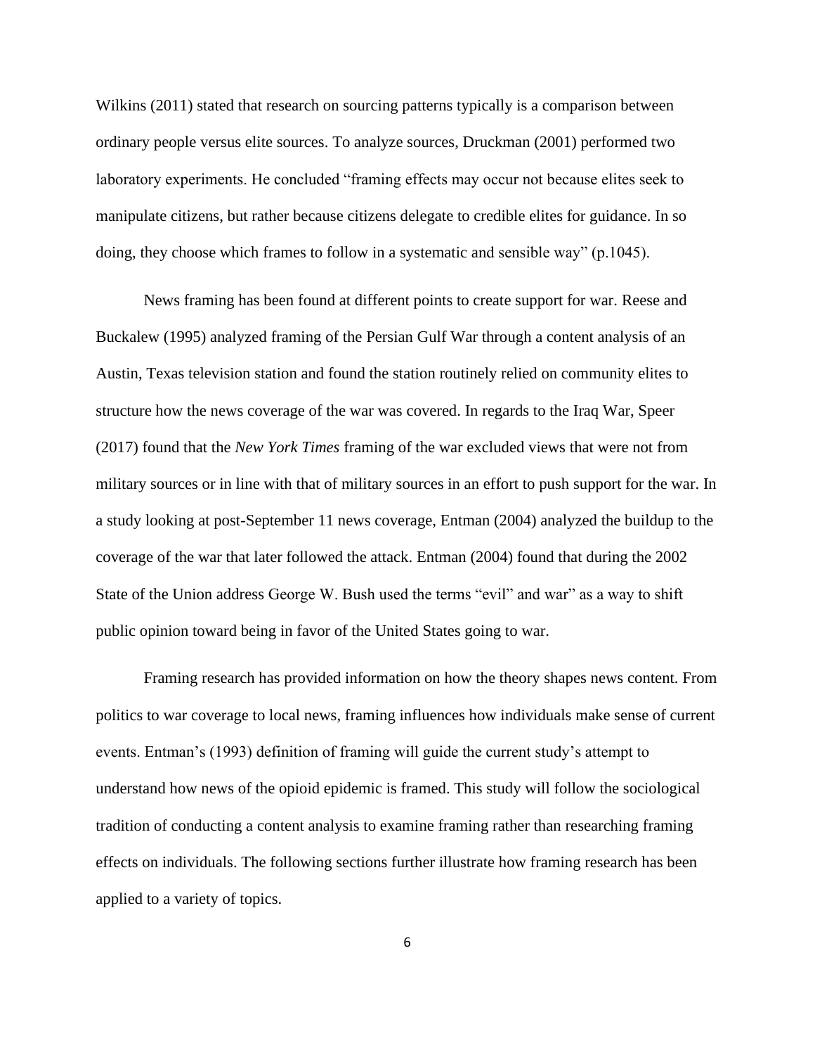Wilkins (2011) stated that research on sourcing patterns typically is a comparison between ordinary people versus elite sources. To analyze sources, Druckman (2001) performed two laboratory experiments. He concluded "framing effects may occur not because elites seek to manipulate citizens, but rather because citizens delegate to credible elites for guidance. In so doing, they choose which frames to follow in a systematic and sensible way" (p.1045).

News framing has been found at different points to create support for war. Reese and Buckalew (1995) analyzed framing of the Persian Gulf War through a content analysis of an Austin, Texas television station and found the station routinely relied on community elites to structure how the news coverage of the war was covered. In regards to the Iraq War, Speer (2017) found that the *New York Times* framing of the war excluded views that were not from military sources or in line with that of military sources in an effort to push support for the war. In a study looking at post-September 11 news coverage, Entman (2004) analyzed the buildup to the coverage of the war that later followed the attack. Entman (2004) found that during the 2002 State of the Union address George W. Bush used the terms "evil" and war" as a way to shift public opinion toward being in favor of the United States going to war.

Framing research has provided information on how the theory shapes news content. From politics to war coverage to local news, framing influences how individuals make sense of current events. Entman's (1993) definition of framing will guide the current study's attempt to understand how news of the opioid epidemic is framed. This study will follow the sociological tradition of conducting a content analysis to examine framing rather than researching framing effects on individuals. The following sections further illustrate how framing research has been applied to a variety of topics.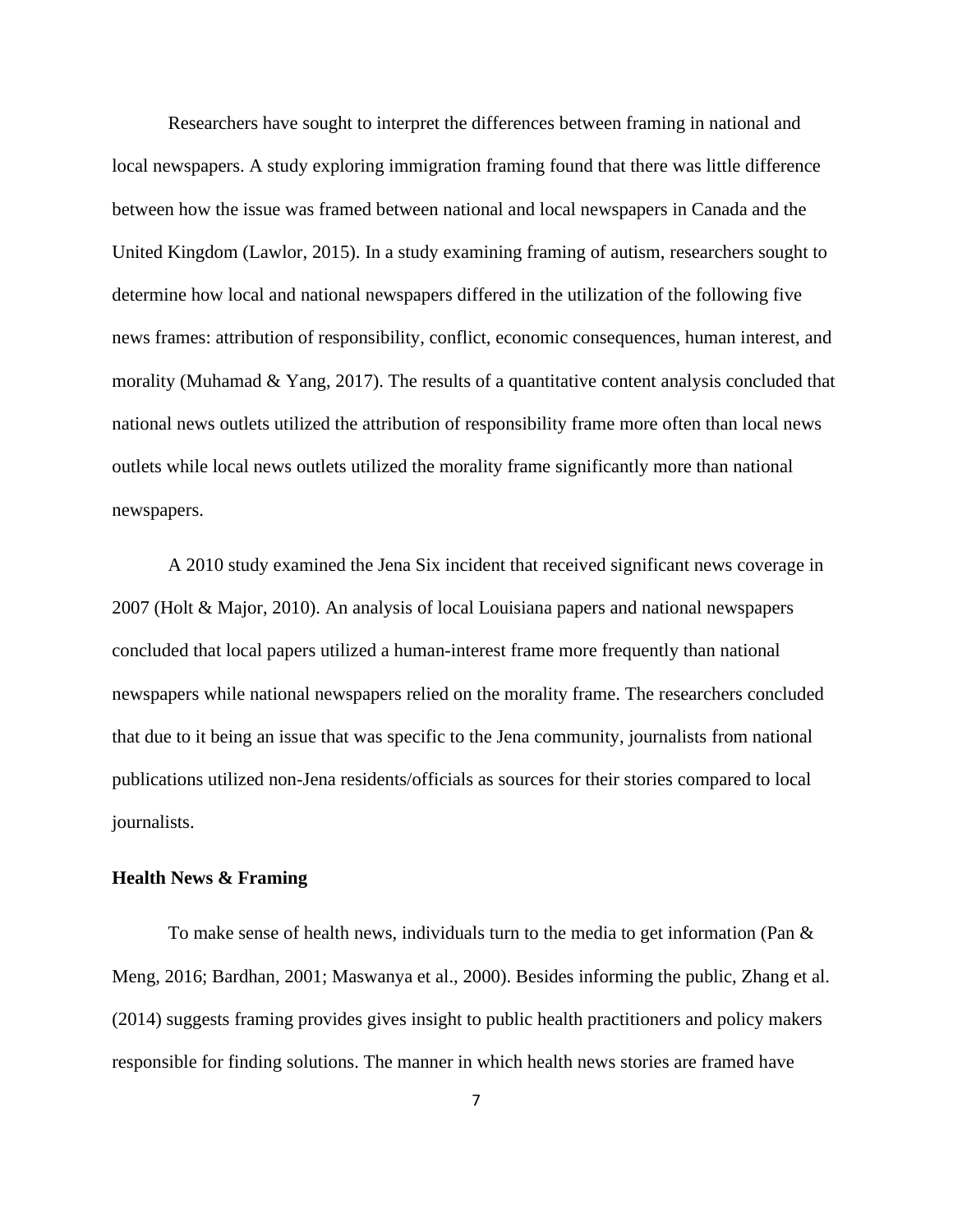Researchers have sought to interpret the differences between framing in national and local newspapers. A study exploring immigration framing found that there was little difference between how the issue was framed between national and local newspapers in Canada and the United Kingdom (Lawlor, 2015). In a study examining framing of autism, researchers sought to determine how local and national newspapers differed in the utilization of the following five news frames: attribution of responsibility, conflict, economic consequences, human interest, and morality (Muhamad & Yang, 2017). The results of a quantitative content analysis concluded that national news outlets utilized the attribution of responsibility frame more often than local news outlets while local news outlets utilized the morality frame significantly more than national newspapers.

A 2010 study examined the Jena Six incident that received significant news coverage in 2007 (Holt & Major, 2010). An analysis of local Louisiana papers and national newspapers concluded that local papers utilized a human-interest frame more frequently than national newspapers while national newspapers relied on the morality frame. The researchers concluded that due to it being an issue that was specific to the Jena community, journalists from national publications utilized non-Jena residents/officials as sources for their stories compared to local journalists.

**Health News & Framing**

To make sense of health news, individuals turn to the media to get information (Pan & Meng, 2016; Bardhan, 2001; Maswanya et al., 2000). Besides informing the public, Zhang et al. (2014) suggests framing provides gives insight to public health practitioners and policy makers responsible for finding solutions. The manner in which health news stories are framed have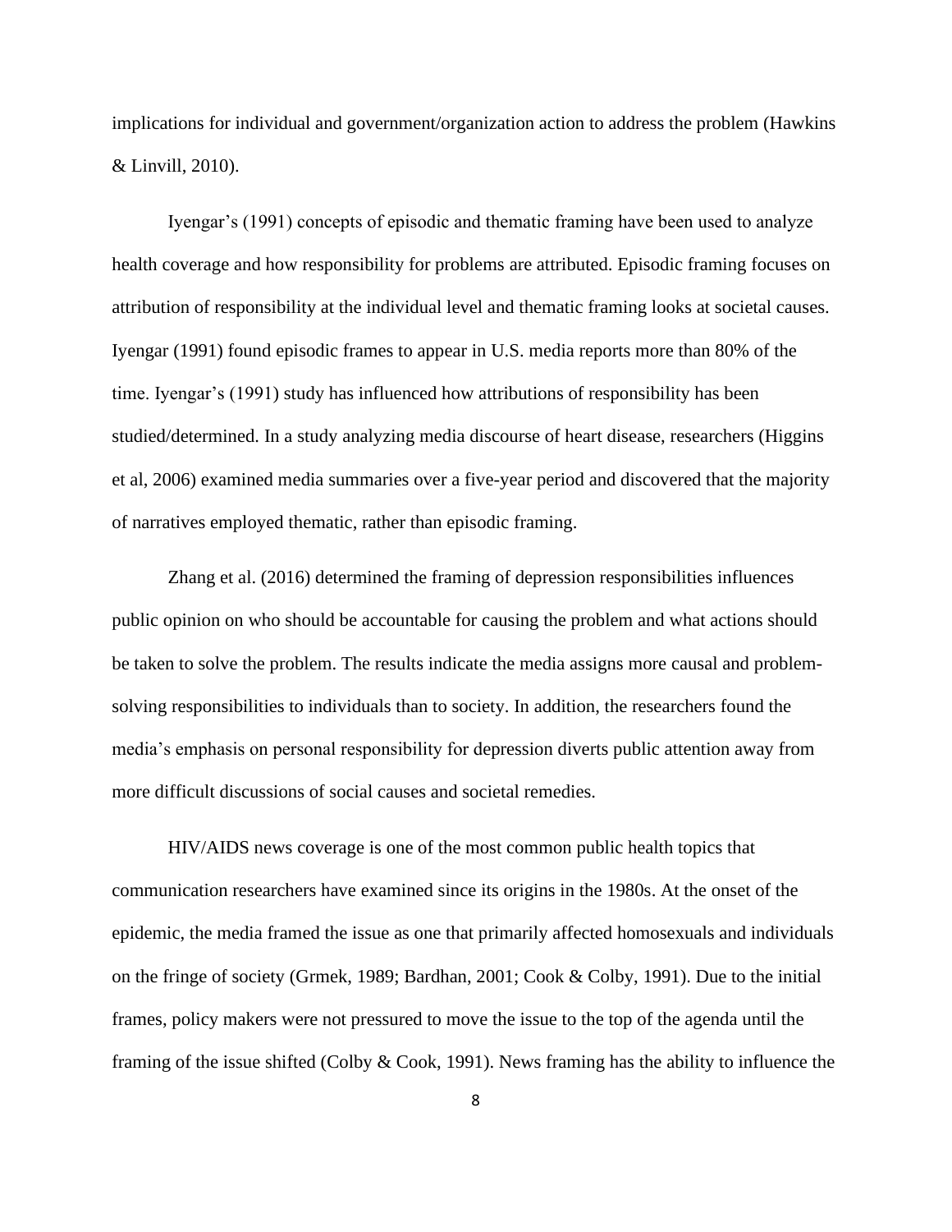implications for individual and government/organization action to address the problem (Hawkins & Linvill, 2010).

Iyengar's (1991) concepts of episodic and thematic framing have been used to analyze health coverage and how responsibility for problems are attributed. Episodic framing focuses on attribution of responsibility at the individual level and thematic framing looks at societal causes. Iyengar (1991) found episodic frames to appear in U.S. media reports more than 80% of the time. Iyengar's (1991) study has influenced how attributions of responsibility has been studied/determined. In a study analyzing media discourse of heart disease, researchers (Higgins et al, 2006) examined media summaries over a five-year period and discovered that the majority of narratives employed thematic, rather than episodic framing.

Zhang et al. (2016) determined the framing of depression responsibilities influences public opinion on who should be accountable for causing the problem and what actions should be taken to solve the problem. The results indicate the media assigns more causal and problem-solving responsibilities to individuals than to society. In addition, the researchers found the media's emphasis on personal responsibility for depression diverts public attention away from more difficult discussions of social causes and societal remedies.

HIV/AIDS news coverage is one of the most common public health topics that communication researchers have examined since its origins in the 1980s. At the onset of the epidemic, the media framed the issue as one that primarily affected homosexuals and individuals on the fringe of society (Grmek, 1989; Bardhan, 2001; Cook & Colby, 1991). Due to the initial frames, policy makers were not pressured to move the issue to the top of the agenda until the framing of the issue shifted (Colby & Cook, 1991). News framing has the ability to influence the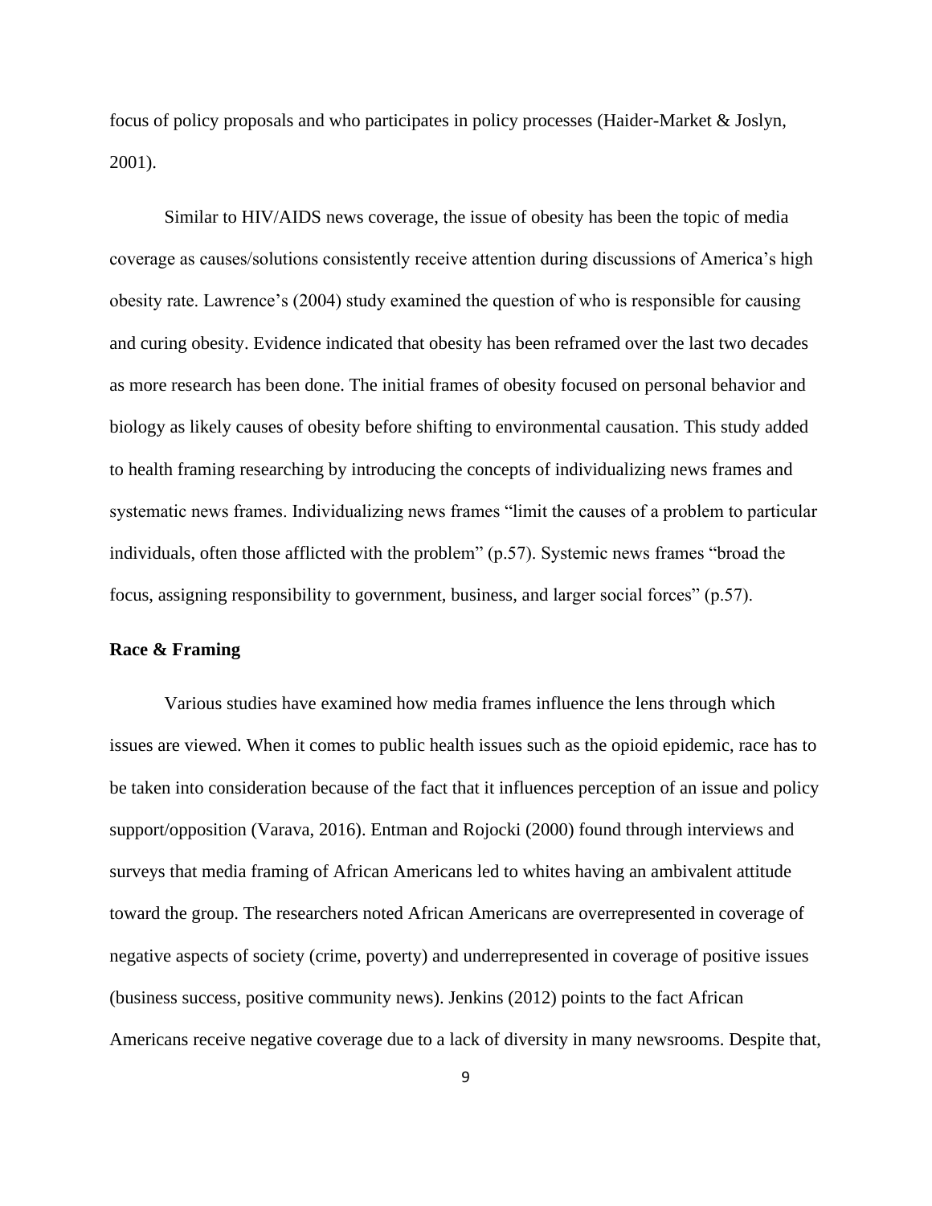focus of policy proposals and who participates in policy processes (Haider-Market & Joslyn, 2001).

Similar to HIV/AIDS news coverage, the issue of obesity has been the topic of media coverage as causes/solutions consistently receive attention during discussions of America's high obesity rate. Lawrence's (2004) study examined the question of who is responsible for causing and curing obesity. Evidence indicated that obesity has been reframed over the last two decades as more research has been done. The initial frames of obesity focused on personal behavior and biology as likely causes of obesity before shifting to environmental causation. This study added to health framing researching by introducing the concepts of individualizing news frames and systematic news frames. Individualizing news frames "limit the causes of a problem to particular individuals, often those afflicted with the problem" (p.57). Systemic news frames "broad the focus, assigning responsibility to government, business, and larger social forces" (p.57).

**Race & Framing**

Various studies have examined how media frames influence the lens through which issues are viewed. When it comes to public health issues such as the opioid epidemic, race has to be taken into consideration because of the fact that it influences perception of an issue and policy support/opposition (Varava, 2016). Entman and Rojocki (2000) found through interviews and surveys that media framing of African Americans led to whites having an ambivalent attitude toward the group. The researchers noted African Americans are overrepresented in coverage of negative aspects of society (crime, poverty) and underrepresented in coverage of positive issues (business success, positive community news). Jenkins (2012) points to the fact African Americans receive negative coverage due to a lack of diversity in many newsrooms. Despite that,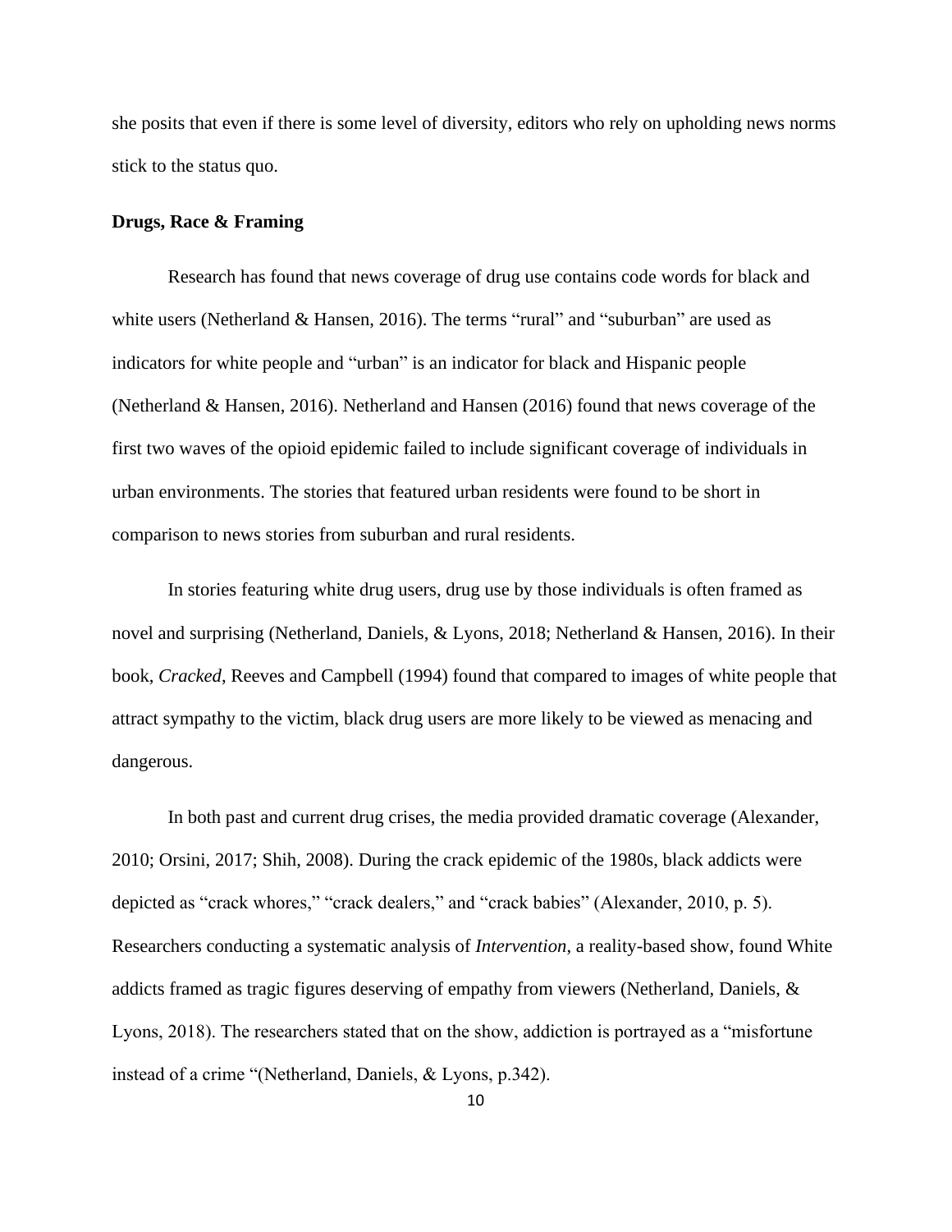she posits that even if there is some level of diversity, editors who rely on upholding news norms stick to the status quo.

**Drugs, Race & Framing**

Research has found that news coverage of drug use contains code words for black and white users (Netherland & Hansen, 2016). The terms "rural" and "suburban" are used as indicators for white people and "urban" is an indicator for black and Hispanic people (Netherland & Hansen, 2016). Netherland and Hansen (2016) found that news coverage of the first two waves of the opioid epidemic failed to include significant coverage of individuals in urban environments. The stories that featured urban residents were found to be short in comparison to news stories from suburban and rural residents.

In stories featuring white drug users, drug use by those individuals is often framed as novel and surprising (Netherland, Daniels, & Lyons, 2018; Netherland & Hansen, 2016). In their book, *Cracked*, Reeves and Campbell (1994) found that compared to images of white people that attract sympathy to the victim, black drug users are more likely to be viewed as menacing and dangerous.

In both past and current drug crises, the media provided dramatic coverage (Alexander, 2010; Orsini, 2017; Shih, 2008). During the crack epidemic of the 1980s, black addicts were depicted as "crack whores," "crack dealers," and "crack babies" (Alexander, 2010, p. 5). Researchers conducting a systematic analysis of *Intervention*, a reality-based show, found White addicts framed as tragic figures deserving of empathy from viewers (Netherland, Daniels, & Lyons, 2018). The researchers stated that on the show, addiction is portrayed as a "misfortune instead of a crime "(Netherland, Daniels, & Lyons, p.342).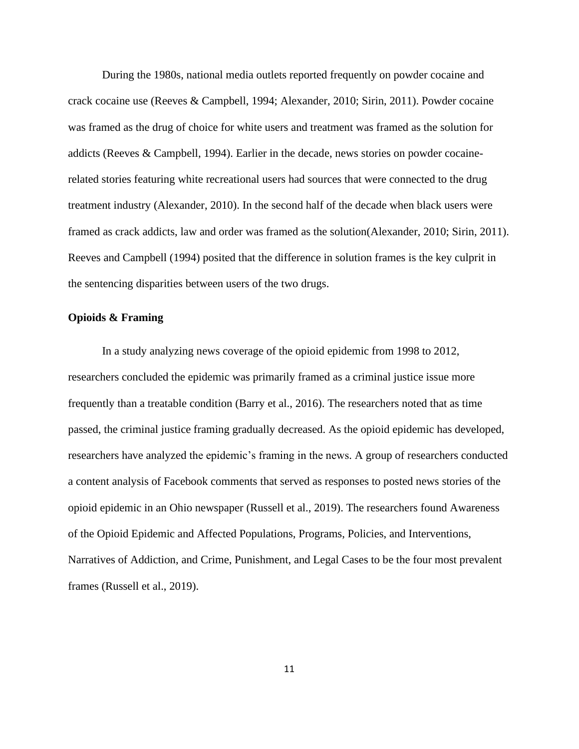During the 1980s, national media outlets reported frequently on powder cocaine and crack cocaine use (Reeves & Campbell, 1994; Alexander, 2010; Sirin, 2011). Powder cocaine was framed as the drug of choice for white users and treatment was framed as the solution for addicts (Reeves & Campbell, 1994). Earlier in the decade, news stories on powder cocaine-related stories featuring white recreational users had sources that were connected to the drug treatment industry (Alexander, 2010). In the second half of the decade when black users were framed as crack addicts, law and order was framed as the solution(Alexander, 2010; Sirin, 2011). Reeves and Campbell (1994) posited that the difference in solution frames is the key culprit in the sentencing disparities between users of the two drugs.

**Opioids & Framing**

In a study analyzing news coverage of the opioid epidemic from 1998 to 2012, researchers concluded the epidemic was primarily framed as a criminal justice issue more frequently than a treatable condition (Barry et al., 2016). The researchers noted that as time passed, the criminal justice framing gradually decreased. As the opioid epidemic has developed, researchers have analyzed the epidemic's framing in the news. A group of researchers conducted a content analysis of Facebook comments that served as responses to posted news stories of the opioid epidemic in an Ohio newspaper (Russell et al., 2019). The researchers found Awareness of the Opioid Epidemic and Affected Populations, Programs, Policies, and Interventions, Narratives of Addiction, and Crime, Punishment, and Legal Cases to be the four most prevalent frames (Russell et al., 2019).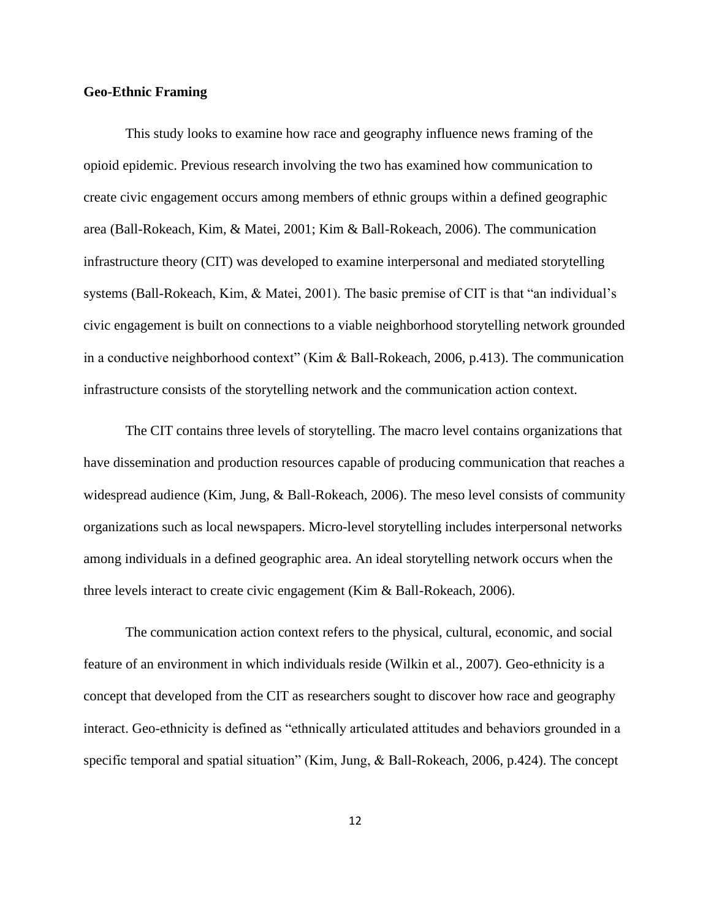**Geo-Ethnic Framing**

This study looks to examine how race and geography influence news framing of the opioid epidemic. Previous research involving the two has examined how communication to create civic engagement occurs among members of ethnic groups within a defined geographic area (Ball-Rokeach, Kim, & Matei, 2001; Kim & Ball-Rokeach, 2006). The communication infrastructure theory (CIT) was developed to examine interpersonal and mediated storytelling systems (Ball-Rokeach, Kim, & Matei, 2001). The basic premise of CIT is that "an individual's civic engagement is built on connections to a viable neighborhood storytelling network grounded in a conductive neighborhood context" (Kim & Ball-Rokeach, 2006, p.413). The communication infrastructure consists of the storytelling network and the communication action context.

The CIT contains three levels of storytelling. The macro level contains organizations that have dissemination and production resources capable of producing communication that reaches a widespread audience (Kim, Jung, & Ball-Rokeach, 2006). The meso level consists of community organizations such as local newspapers. Micro-level storytelling includes interpersonal networks among individuals in a defined geographic area. An ideal storytelling network occurs when the three levels interact to create civic engagement (Kim & Ball-Rokeach, 2006).

The communication action context refers to the physical, cultural, economic, and social feature of an environment in which individuals reside (Wilkin et al., 2007). Geo-ethnicity is a concept that developed from the CIT as researchers sought to discover how race and geography interact. Geo-ethnicity is defined as "ethnically articulated attitudes and behaviors grounded in a specific temporal and spatial situation" (Kim, Jung, & Ball-Rokeach, 2006, p.424). The concept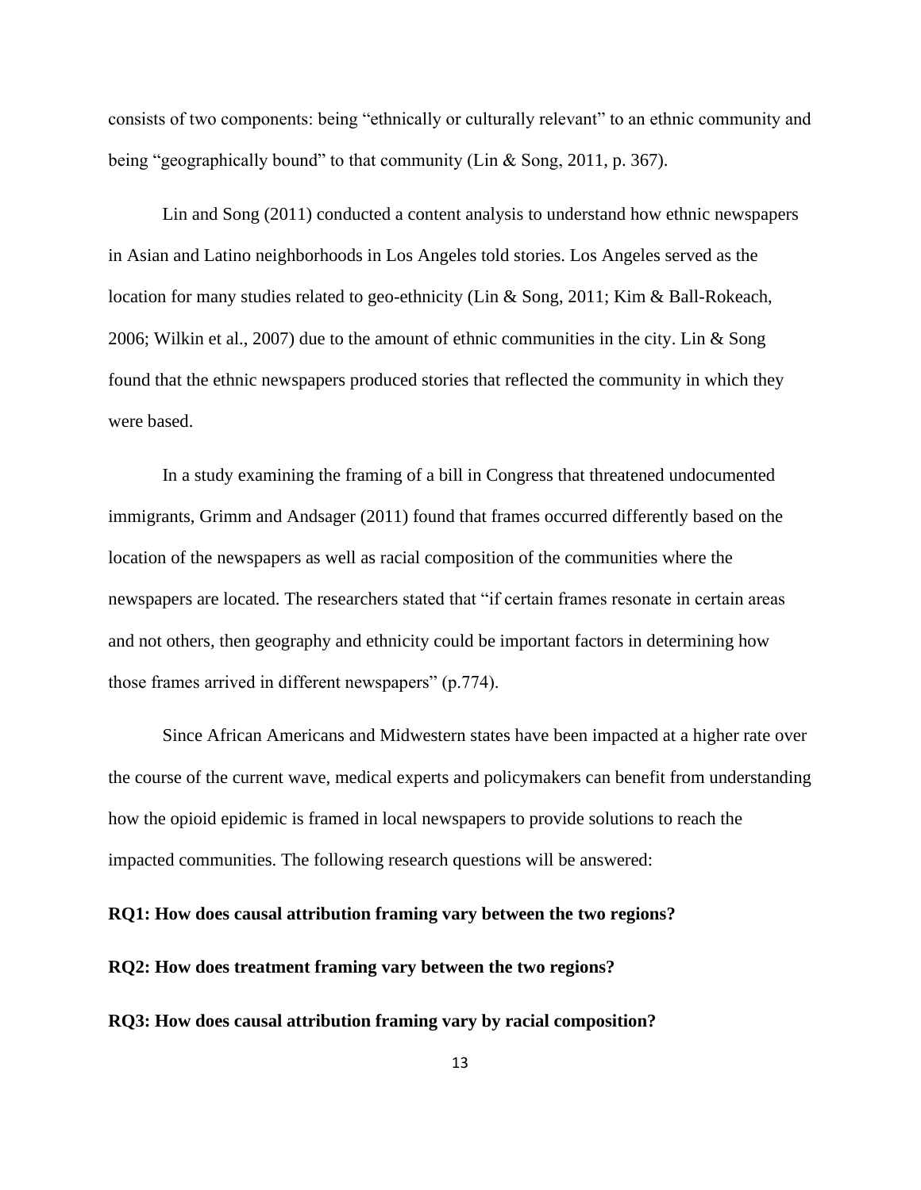consists of two components: being "ethnically or culturally relevant" to an ethnic community and being "geographically bound" to that community (Lin & Song, 2011, p. 367).

Lin and Song (2011) conducted a content analysis to understand how ethnic newspapers in Asian and Latino neighborhoods in Los Angeles told stories. Los Angeles served as the location for many studies related to geo-ethnicity (Lin & Song, 2011; Kim & Ball-Rokeach, 2006; Wilkin et al., 2007) due to the amount of ethnic communities in the city. Lin & Song found that the ethnic newspapers produced stories that reflected the community in which they were based.

In a study examining the framing of a bill in Congress that threatened undocumented immigrants, Grimm and Andsager (2011) found that frames occurred differently based on the location of the newspapers as well as racial composition of the communities where the newspapers are located. The researchers stated that "if certain frames resonate in certain areas and not others, then geography and ethnicity could be important factors in determining how those frames arrived in different newspapers" (p.774).

Since African Americans and Midwestern states have been impacted at a higher rate over the course of the current wave, medical experts and policymakers can benefit from understanding how the opioid epidemic is framed in local newspapers to provide solutions to reach the impacted communities. The following research questions will be answered:

**RQ1: How does causal attribution framing vary between the two regions?**

**RQ2: How does treatment framing vary between the two regions?**

**RQ3: How does causal attribution framing vary by racial composition?**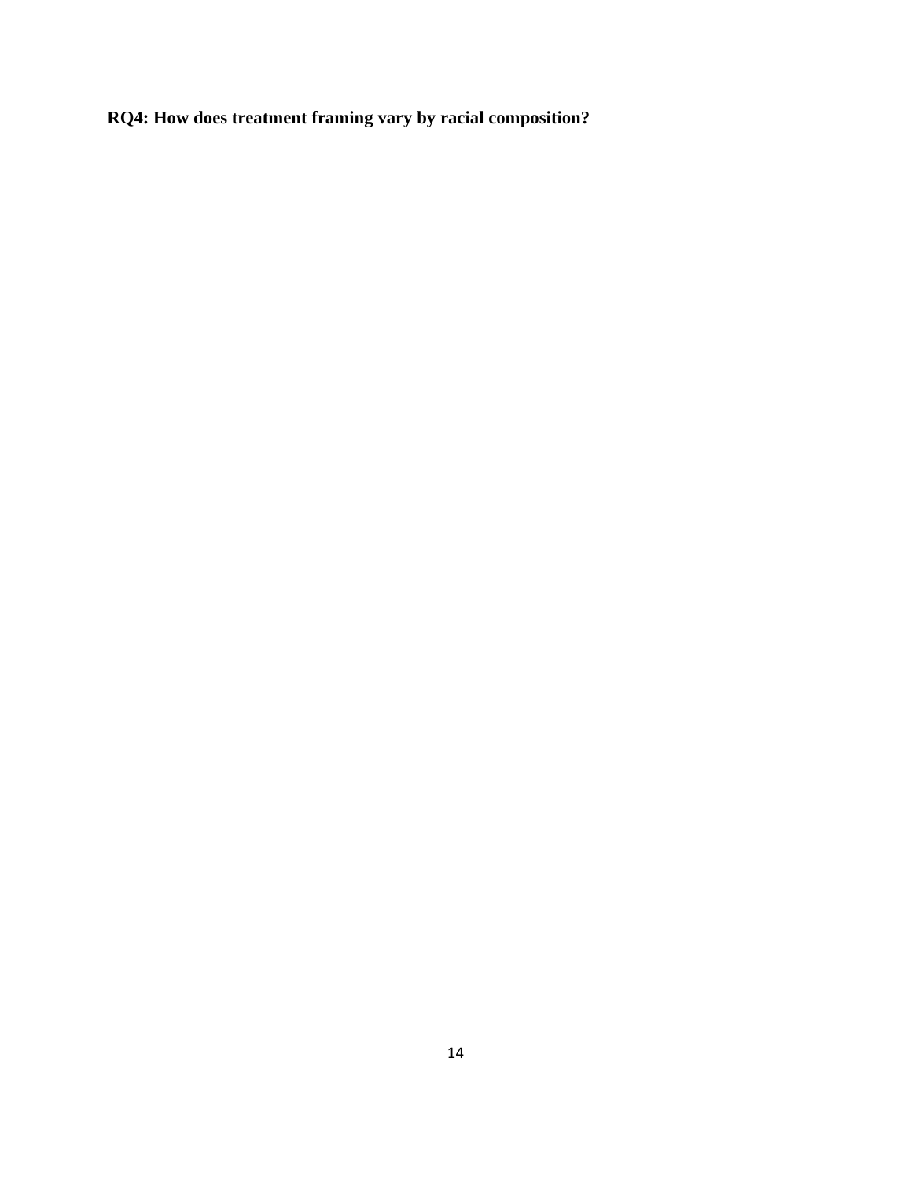**RQ4: How does treatment framing vary by racial composition?**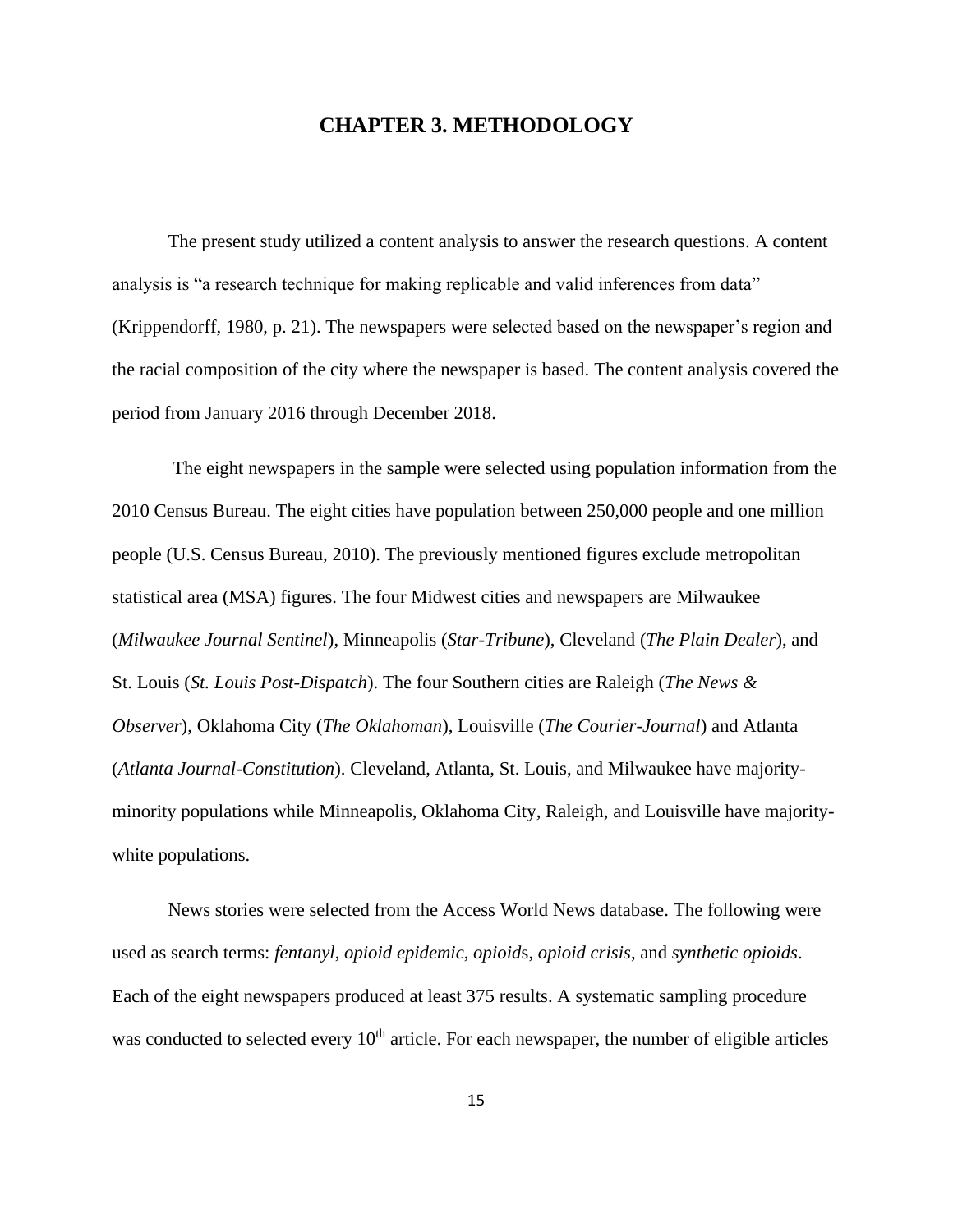# CHAPTER 3. METHODOLOGY

The present study utilized a content analysis to answer the research questions. A content analysis is "a research technique for making replicable and valid inferences from data" (Krippendorff, 1980, p. 21). The newspapers were selected based on the newspaper's region and the racial composition of the city where the newspaper is based. The content analysis covered the period from January 2016 through December 2018.

The eight newspapers in the sample were selected using population information from the 2010 Census Bureau. The eight cities have population between 250,000 people and one million people (U.S. Census Bureau, 2010). The previously mentioned figures exclude metropolitan statistical area (MSA) figures. The four Midwest cities and newspapers are Milwaukee (*Milwaukee Journal Sentinel*), Minneapolis (*Star-Tribune*), Cleveland (*The Plain Dealer*), and St. Louis (*St. Louis Post-Dispatch*). The four Southern cities are Raleigh (*The News & Observer*), Oklahoma City (*The Oklahoman*), Louisville (*The Courier-Journal*) and Atlanta (*Atlanta Journal-Constitution*). Cleveland, Atlanta, St. Louis, and Milwaukee have majority-minority populations while Minneapolis, Oklahoma City, Raleigh, and Louisville have majority-white populations.

News stories were selected from the Access World News database. The following were used as search terms: *fentanyl*, *opioid epidemic*, *opioid*s, *opioid crisis*, and *synthetic opioids*. Each of the eight newspapers produced at least 375 results. A systematic sampling procedure was conducted to selected every 10th article. For each newspaper, the number of eligible articles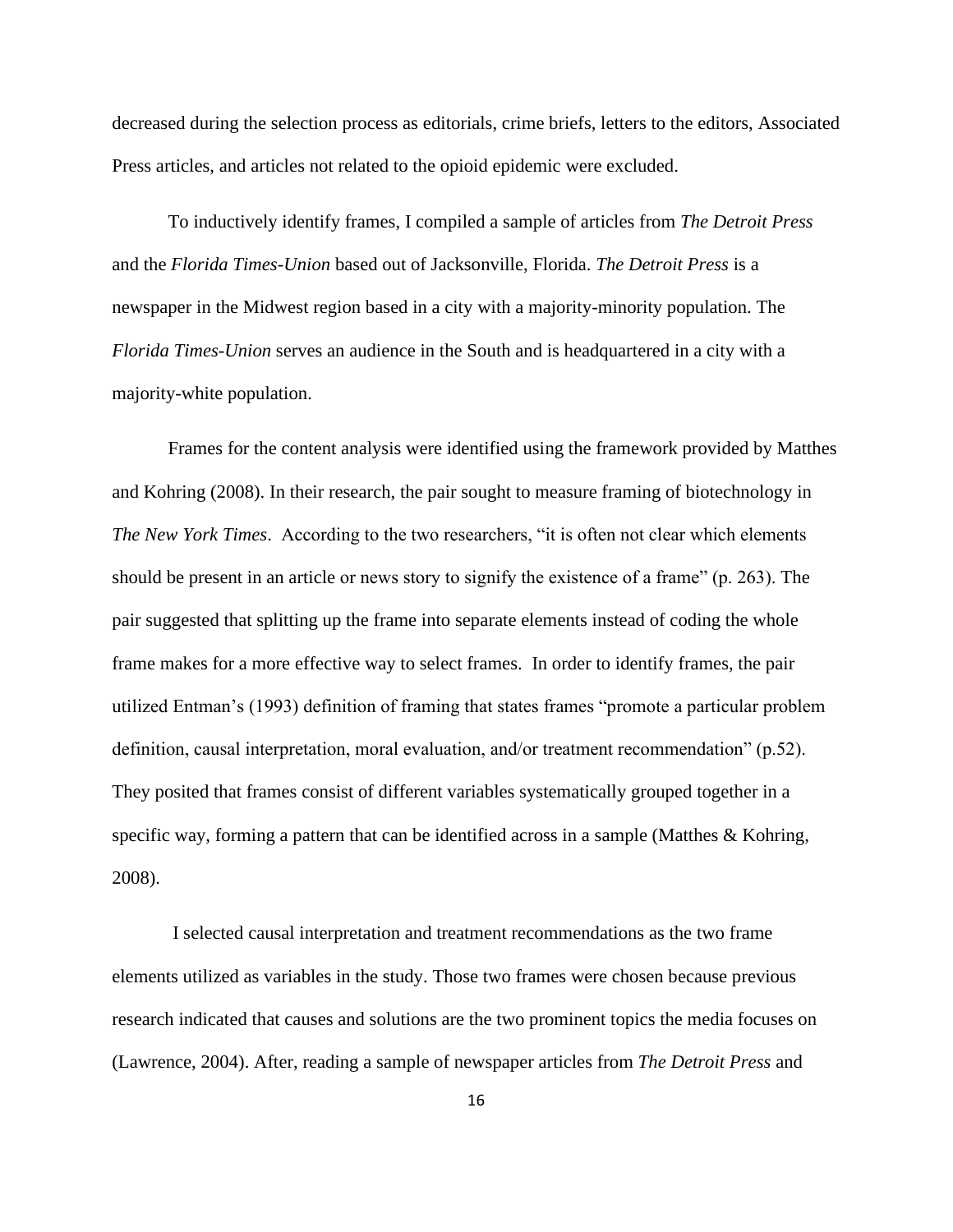decreased during the selection process as editorials, crime briefs, letters to the editors, Associated Press articles, and articles not related to the opioid epidemic were excluded.

To inductively identify frames, I compiled a sample of articles from *The Detroit Press* and the *Florida Times-Union* based out of Jacksonville, Florida. *The Detroit Press* is a newspaper in the Midwest region based in a city with a majority-minority population. The *Florida Times-Union* serves an audience in the South and is headquartered in a city with a majority-white population.

Frames for the content analysis were identified using the framework provided by Matthes and Kohring (2008). In their research, the pair sought to measure framing of biotechnology in *The New York Times*. According to the two researchers, "it is often not clear which elements should be present in an article or news story to signify the existence of a frame" (p. 263). The pair suggested that splitting up the frame into separate elements instead of coding the whole frame makes for a more effective way to select frames. In order to identify frames, the pair utilized Entman's (1993) definition of framing that states frames "promote a particular problem definition, causal interpretation, moral evaluation, and/or treatment recommendation" (p.52). They posited that frames consist of different variables systematically grouped together in a specific way, forming a pattern that can be identified across in a sample (Matthes & Kohring, 2008).

I selected causal interpretation and treatment recommendations as the two frame elements utilized as variables in the study. Those two frames were chosen because previous research indicated that causes and solutions are the two prominent topics the media focuses on (Lawrence, 2004). After, reading a sample of newspaper articles from *The Detroit Press* and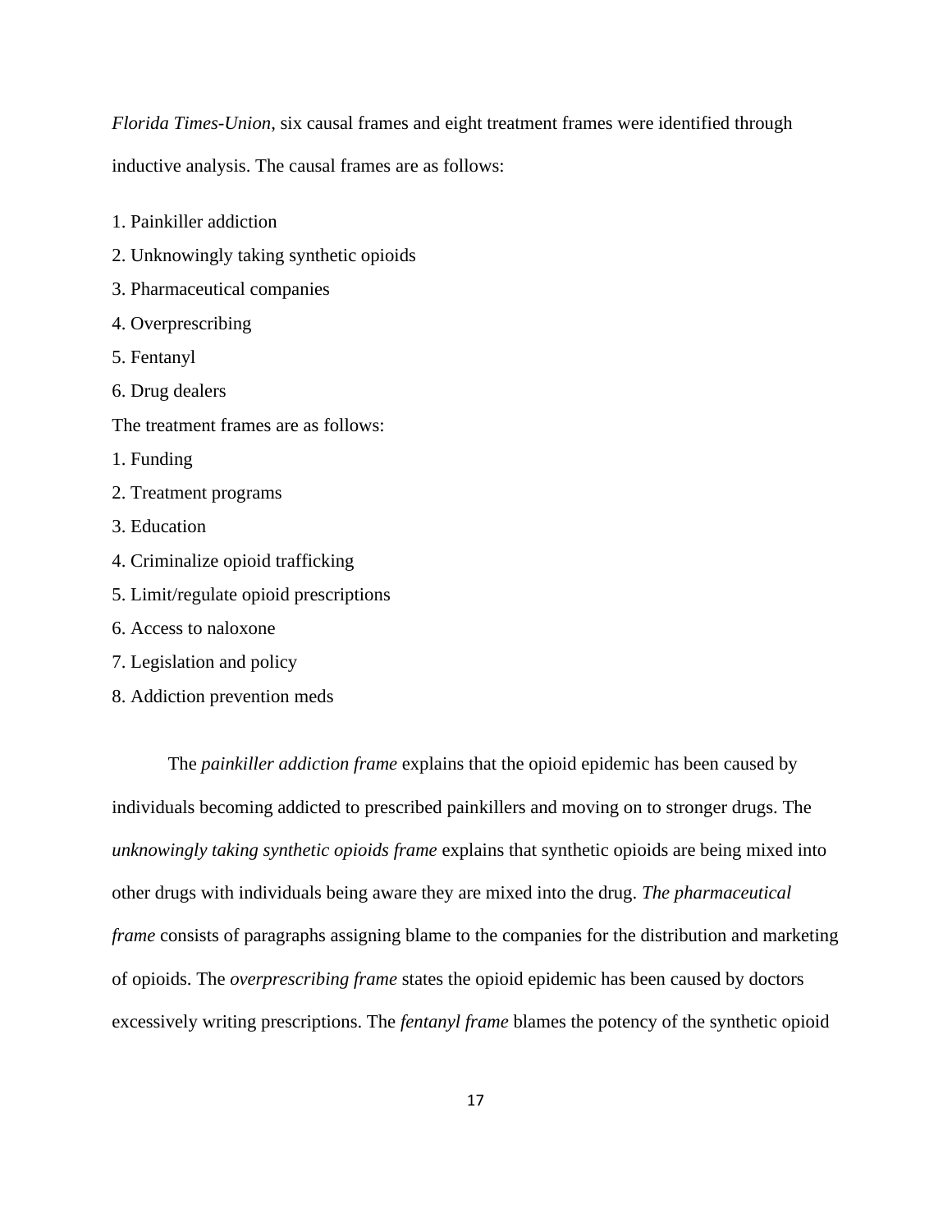*Florida Times-Union*, six causal frames and eight treatment frames were identified through inductive analysis. The causal frames are as follows:

1. Painkiller addiction
2. Unknowingly taking synthetic opioids
3. Pharmaceutical companies
4. Overprescribing
5. Fentanyl
6. Drug dealers

The treatment frames are as follows:

1. Funding
2. Treatment programs
3. Education
4. Criminalize opioid trafficking
5. Limit/regulate opioid prescriptions
6. Access to naloxone
7. Legislation and policy
8. Addiction prevention meds

The *painkiller addiction frame* explains that the opioid epidemic has been caused by individuals becoming addicted to prescribed painkillers and moving on to stronger drugs. The *unknowingly taking synthetic opioids frame* explains that synthetic opioids are being mixed into other drugs with individuals being aware they are mixed into the drug. *The pharmaceutical frame* consists of paragraphs assigning blame to the companies for the distribution and marketing of opioids. The *overprescribing frame* states the opioid epidemic has been caused by doctors excessively writing prescriptions. The *fentanyl frame* blames the potency of the synthetic opioid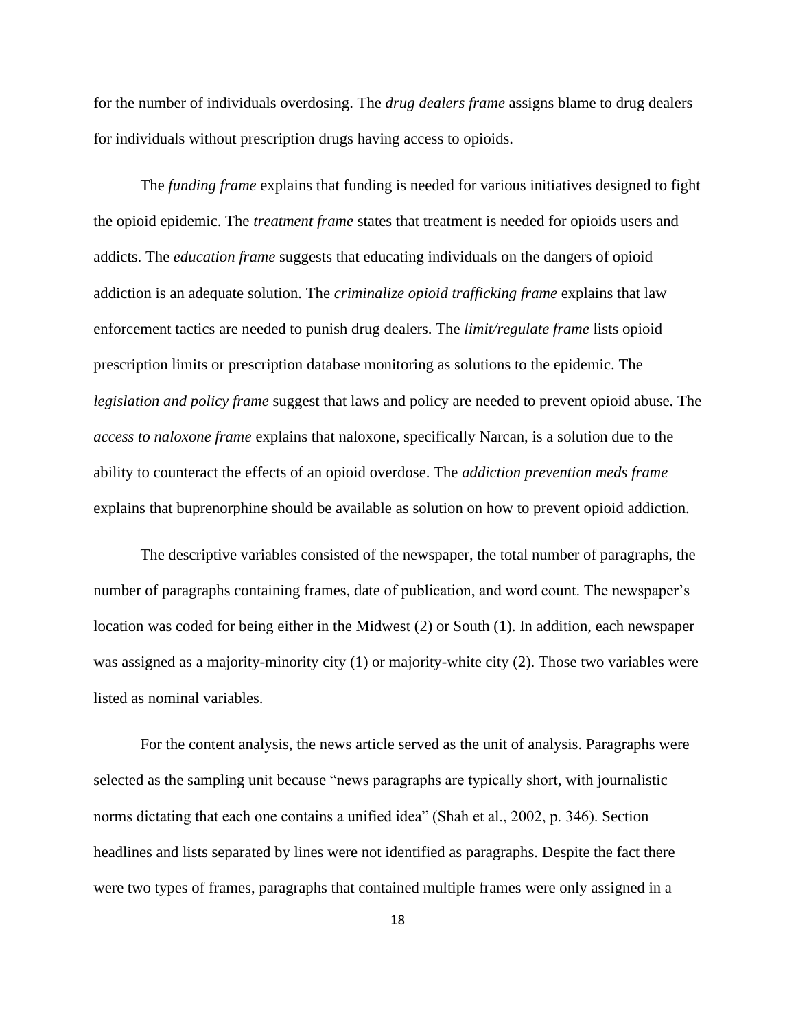for the number of individuals overdosing. The *drug dealers frame* assigns blame to drug dealers for individuals without prescription drugs having access to opioids.

The *funding frame* explains that funding is needed for various initiatives designed to fight the opioid epidemic. The *treatment frame* states that treatment is needed for opioids users and addicts. The *education frame* suggests that educating individuals on the dangers of opioid addiction is an adequate solution. The *criminalize opioid trafficking frame* explains that law enforcement tactics are needed to punish drug dealers. The *limit/regulate frame* lists opioid prescription limits or prescription database monitoring as solutions to the epidemic. The *legislation and policy frame* suggest that laws and policy are needed to prevent opioid abuse. The *access to naloxone frame* explains that naloxone, specifically Narcan, is a solution due to the ability to counteract the effects of an opioid overdose. The *addiction prevention meds frame* explains that buprenorphine should be available as solution on how to prevent opioid addiction.

The descriptive variables consisted of the newspaper, the total number of paragraphs, the number of paragraphs containing frames, date of publication, and word count. The newspaper's location was coded for being either in the Midwest (2) or South (1). In addition, each newspaper was assigned as a majority-minority city (1) or majority-white city (2). Those two variables were listed as nominal variables.

For the content analysis, the news article served as the unit of analysis. Paragraphs were selected as the sampling unit because "news paragraphs are typically short, with journalistic norms dictating that each one contains a unified idea" (Shah et al., 2002, p. 346). Section headlines and lists separated by lines were not identified as paragraphs. Despite the fact there were two types of frames, paragraphs that contained multiple frames were only assigned in a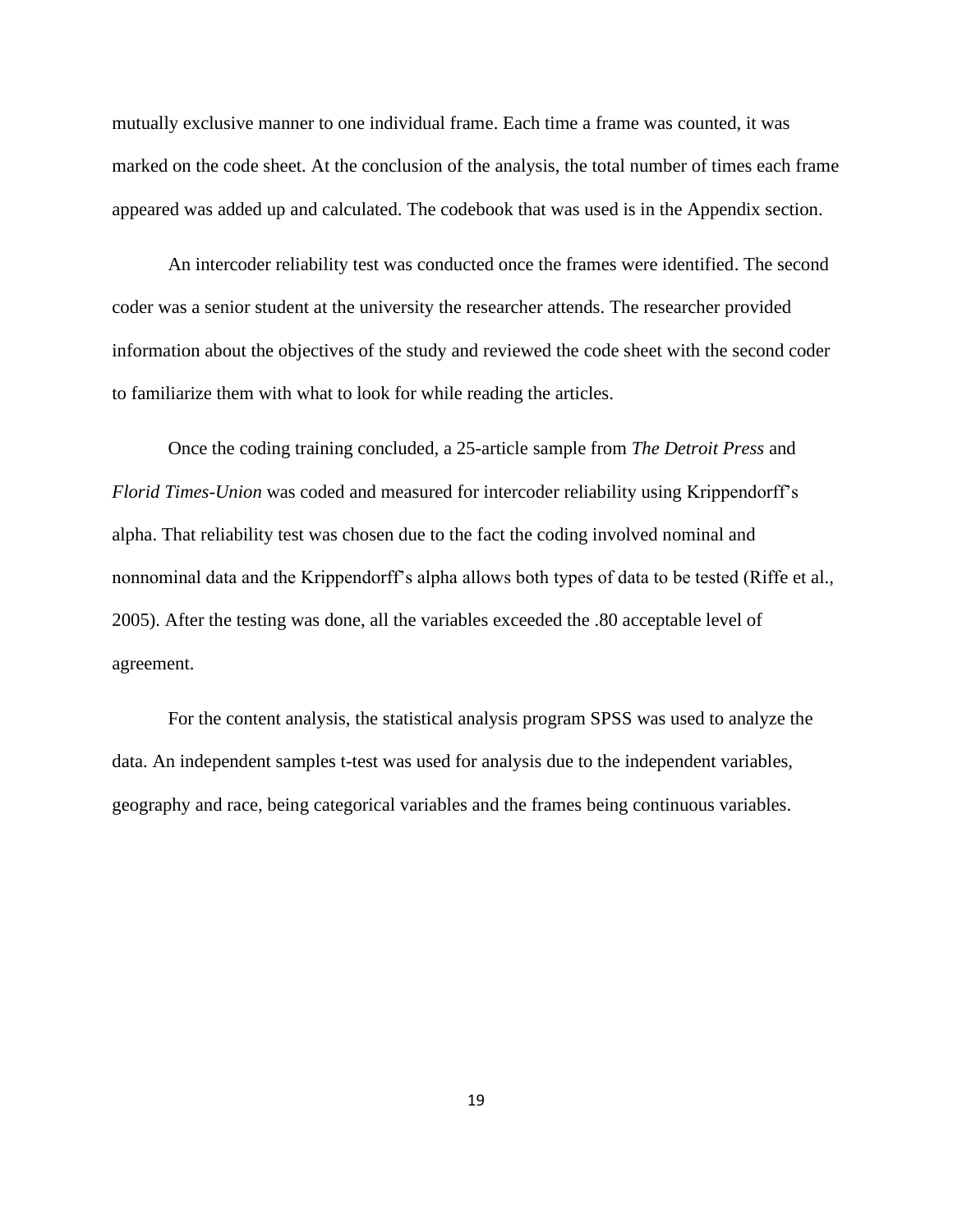mutually exclusive manner to one individual frame. Each time a frame was counted, it was marked on the code sheet. At the conclusion of the analysis, the total number of times each frame appeared was added up and calculated. The codebook that was used is in the Appendix section.

An intercoder reliability test was conducted once the frames were identified. The second coder was a senior student at the university the researcher attends. The researcher provided information about the objectives of the study and reviewed the code sheet with the second coder to familiarize them with what to look for while reading the articles.

Once the coding training concluded, a 25-article sample from *The Detroit Press* and *Florid Times-Union* was coded and measured for intercoder reliability using Krippendorff's alpha. That reliability test was chosen due to the fact the coding involved nominal and nonnominal data and the Krippendorff's alpha allows both types of data to be tested (Riffe et al., 2005). After the testing was done, all the variables exceeded the .80 acceptable level of agreement.

For the content analysis, the statistical analysis program SPSS was used to analyze the data. An independent samples t-test was used for analysis due to the independent variables, geography and race, being categorical variables and the frames being continuous variables.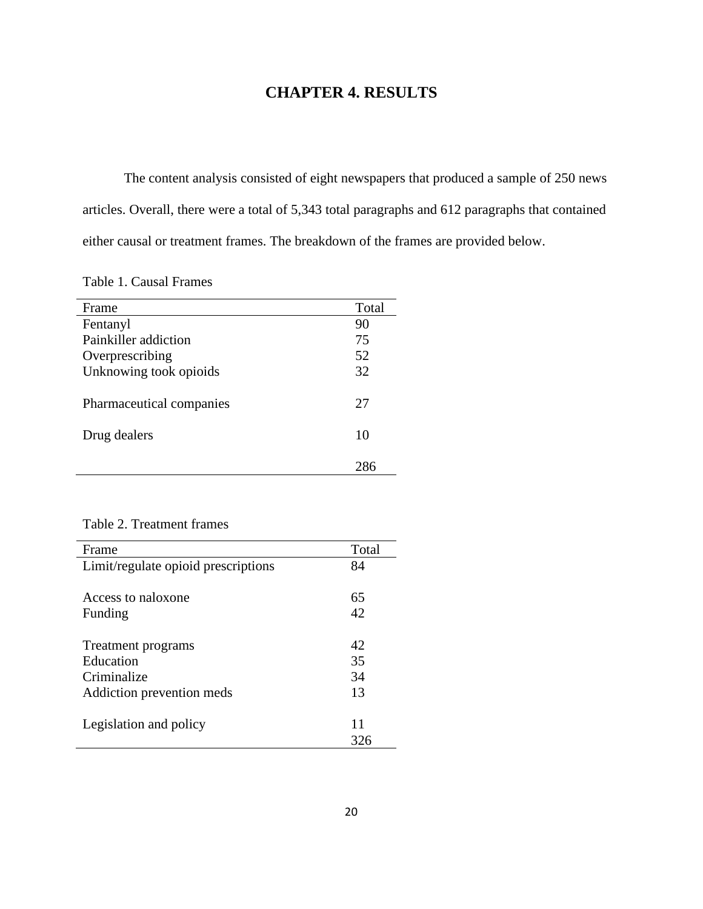# CHAPTER 4. RESULTS

The content analysis consisted of eight newspapers that produced a sample of 250 news articles. Overall, there were a total of 5,343 total paragraphs and 612 paragraphs that contained either causal or treatment frames. The breakdown of the frames are provided below.

Table 1. Causal Frames

| Frame | Total |
| --- | --- |
| Fentanyl | 90 |
| Painkiller addiction | 75 |
| Overprescribing | 52 |
| Unknowing took opioids | 32 |
| Pharmaceutical companies | 27 |
| Drug dealers | 10 |
| | 286 |

Table 2. Treatment frames

| Frame | Total |
| --- | --- |
| Limit/regulate opioid prescriptions | 84 |
| Access to naloxone | 65 |
| Funding | 42 |
| Treatment programs | 42 |
| Education | 35 |
| Criminalize | 34 |
| Addiction prevention meds | 13 |
| Legislation and policy | 11 |
| | 326 |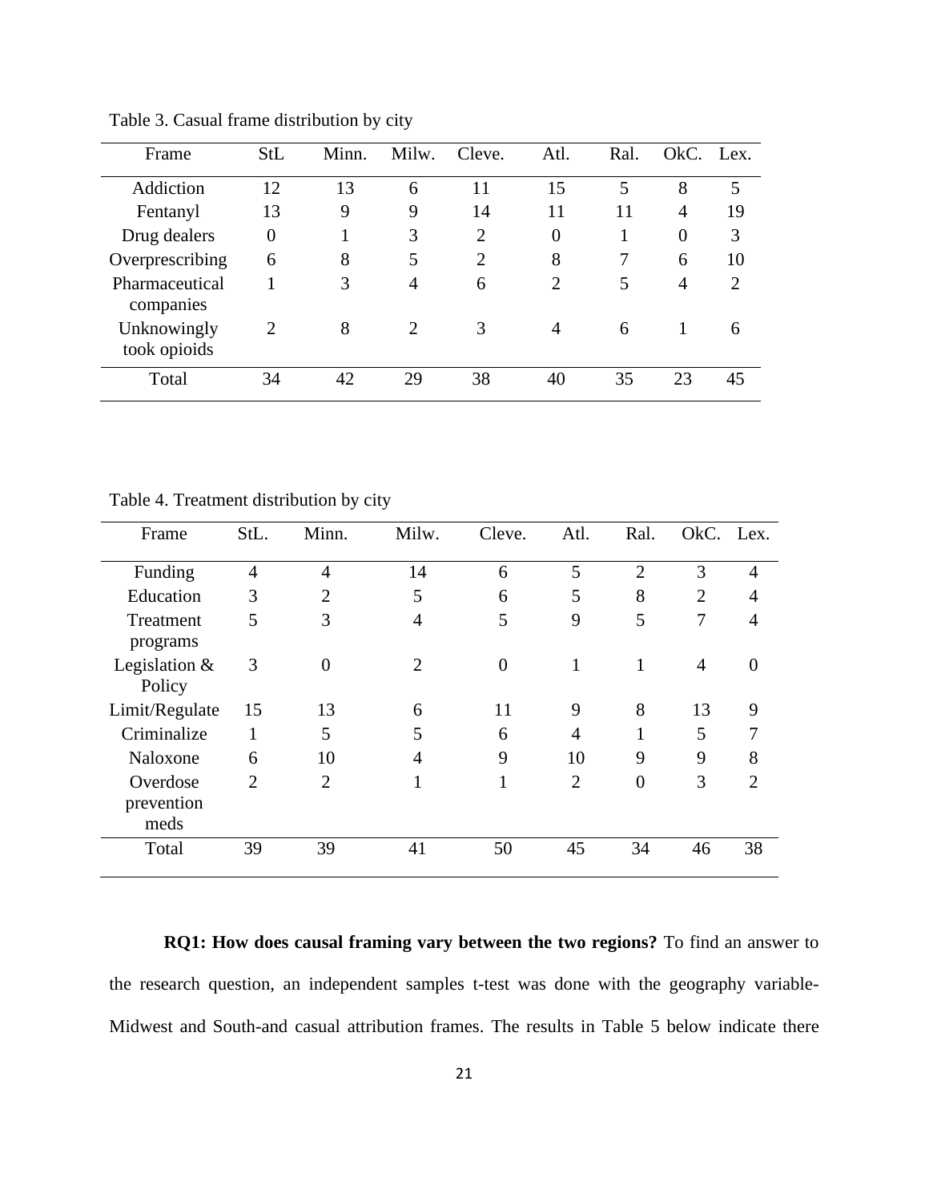Table 3. Casual frame distribution by city

| Frame | StL | Minn. | Milw. | Cleve. | Atl. | Ral. | OkC. | Lex. |
|---|---|---|---|---|---|---|---|---|
| Addiction | 12 | 13 | 6 | 11 | 15 | 5 | 8 | 5 |
| Fentanyl | 13 | 9 | 9 | 14 | 11 | 11 | 4 | 19 |
| Drug dealers | 0 | 1 | 3 | 2 | 0 | 1 | 0 | 3 |
| Overprescribing | 6 | 8 | 5 | 2 | 8 | 7 | 6 | 10 |
| Pharmaceutical companies | 1 | 3 | 4 | 6 | 2 | 5 | 4 | 2 |
| Unknowingly took opioids | 2 | 8 | 2 | 3 | 4 | 6 | 1 | 6 |
| Total | 34 | 42 | 29 | 38 | 40 | 35 | 23 | 45 |

Table 4. Treatment distribution by city

| Frame | StL. | Minn. | Milw. | Cleve. | Atl. | Ral. | OkC. | Lex. |
|---|---|---|---|---|---|---|---|---|
| Funding | 4 | 4 | 14 | 6 | 5 | 2 | 3 | 4 |
| Education | 3 | 2 | 5 | 6 | 5 | 8 | 2 | 4 |
| Treatment programs | 5 | 3 | 4 | 5 | 9 | 5 | 7 | 4 |
| Legislation & Policy | 3 | 0 | 2 | 0 | 1 | 1 | 4 | 0 |
| Limit/Regulate | 15 | 13 | 6 | 11 | 9 | 8 | 13 | 9 |
| Criminalize | 1 | 5 | 5 | 6 | 4 | 1 | 5 | 7 |
| Naloxone | 6 | 10 | 4 | 9 | 10 | 9 | 9 | 8 |
| Overdose prevention meds | 2 | 2 | 1 | 1 | 2 | 0 | 3 | 2 |
| Total | 39 | 39 | 41 | 50 | 45 | 34 | 46 | 38 |

**RQ1: How does causal framing vary between the two regions?** To find an answer to the research question, an independent samples t-test was done with the geography variable-Midwest and South-and casual attribution frames. The results in Table 5 below indicate there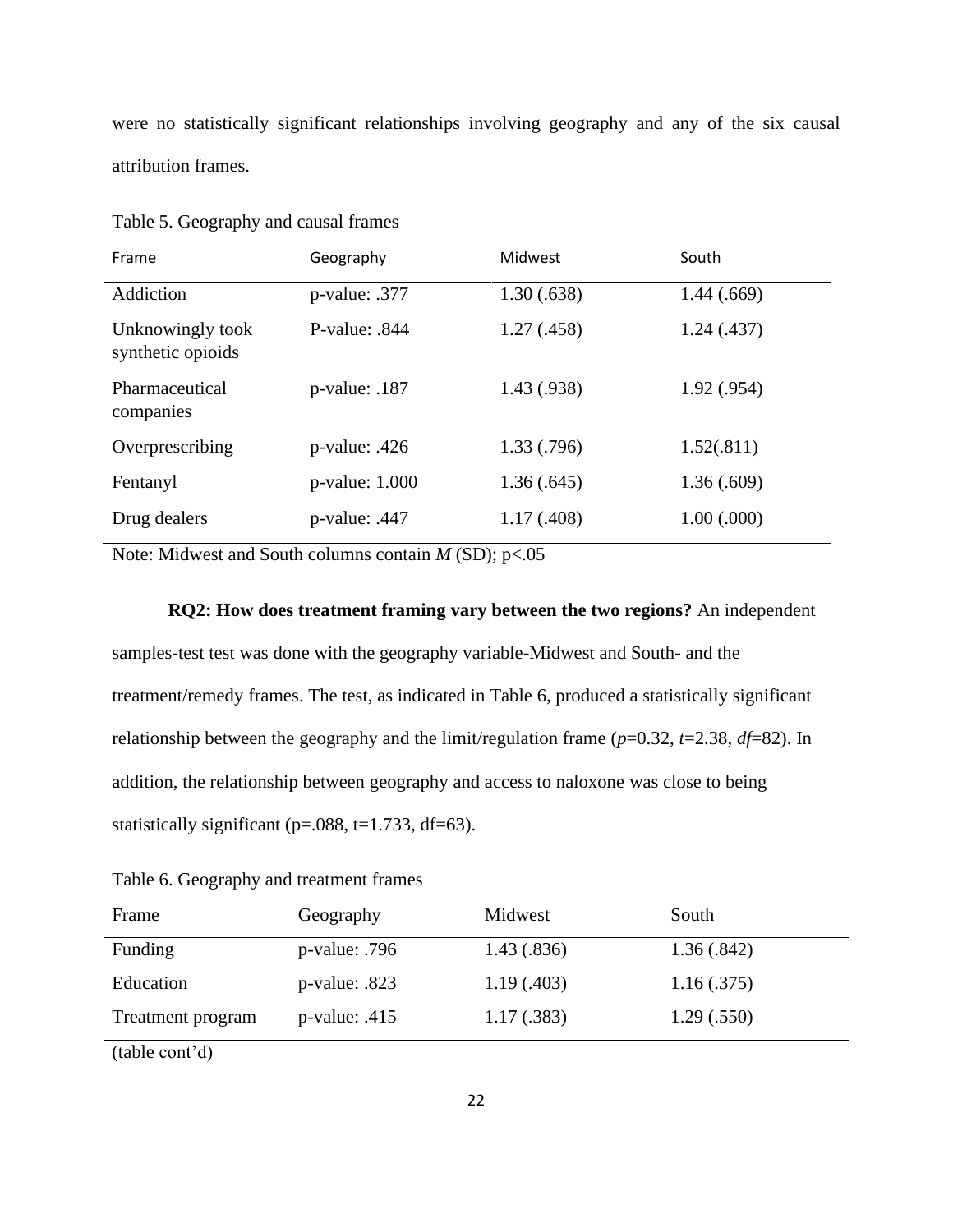were no statistically significant relationships involving geography and any of the six causal attribution frames.

Table 5. Geography and causal frames

| Frame | Geography | Midwest | South |
|---|---|---|---|
| Addiction | p-value: .377 | 1.30 (.638) | 1.44 (.669) |
| Unknowingly took synthetic opioids | P-value: .844 | 1.27 (.458) | 1.24 (.437) |
| Pharmaceutical companies | p-value: .187 | 1.43 (.938) | 1.92 (.954) |
| Overprescribing | p-value: .426 | 1.33 (.796) | 1.52(.811) |
| Fentanyl | p-value: 1.000 | 1.36 (.645) | 1.36 (.609) |
| Drug dealers | p-value: .447 | 1.17 (.408) | 1.00 (.000) |

Note: Midwest and South columns contain *M* (SD); $p<.05$

**RQ2: How does treatment framing vary between the two regions?** An independent samples-test test was done with the geography variable-Midwest and South- and the treatment/remedy frames. The test, as indicated in Table 6, produced a statistically significant relationship between the geography and the limit/regulation frame ($p=0.32$, $t=2.38$, $df=82$). In addition, the relationship between geography and access to naloxone was close to being statistically significant ($p=.088$, $t=1.733$, $df=63$).

Table 6. Geography and treatment frames

| Frame | Geography | Midwest | South |
|---|---|---|---|
| Funding | p-value: .796 | 1.43 (.836) | 1.36 (.842) |
| Education | p-value: .823 | 1.19 (.403) | 1.16 (.375) |
| Treatment program | p-value: .415 | 1.17 (.383) | 1.29 (.550) |

(table cont'd)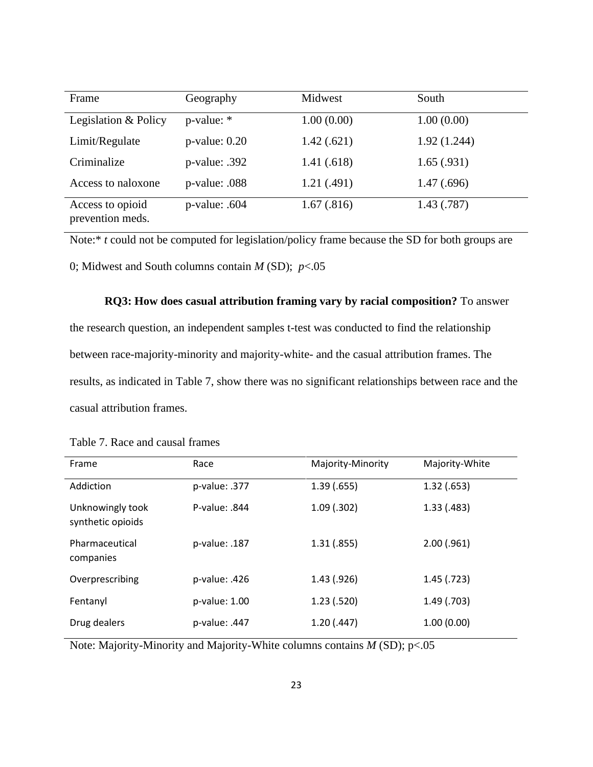| Frame | Geography | Midwest | South |
|---|---|---|---|
| Legislation & Policy | p-value: * | 1.00 (0.00) | 1.00 (0.00) |
| Limit/Regulate | p-value: 0.20 | 1.42 (.621) | 1.92 (1.244) |
| Criminalize | p-value: .392 | 1.41 (.618) | 1.65 (.931) |
| Access to naloxone | p-value: .088 | 1.21 (.491) | 1.47 (.696) |
| Access to opioid prevention meds. | p-value: .604 | 1.67 (.816) | 1.43 (.787) |

Note:* *t* could not be computed for legislation/policy frame because the SD for both groups are 0; Midwest and South columns contain *M* (SD); $p<.05$

**RQ3: How does casual attribution framing vary by racial composition?** To answer the research question, an independent samples t-test was conducted to find the relationship between race-majority-minority and majority-white- and the casual attribution frames. The results, as indicated in Table 7, show there was no significant relationships between race and the casual attribution frames.

Table 7. Race and causal frames

| Frame | Race | Majority-Minority | Majority-White |
|---|---|---|---|
| Addiction | p-value: .377 | 1.39 (.655) | 1.32 (.653) |
| Unknowingly took synthetic opioids | P-value: .844 | 1.09 (.302) | 1.33 (.483) |
| Pharmaceutical companies | p-value: .187 | 1.31 (.855) | 2.00 (.961) |
| Overprescribing | p-value: .426 | 1.43 (.926) | 1.45 (.723) |
| Fentanyl | p-value: 1.00 | 1.23 (.520) | 1.49 (.703) |
| Drug dealers | p-value: .447 | 1.20 (.447) | 1.00 (0.00) |

Note: Majority-Minority and Majority-White columns contains *M* (SD); $p<.05$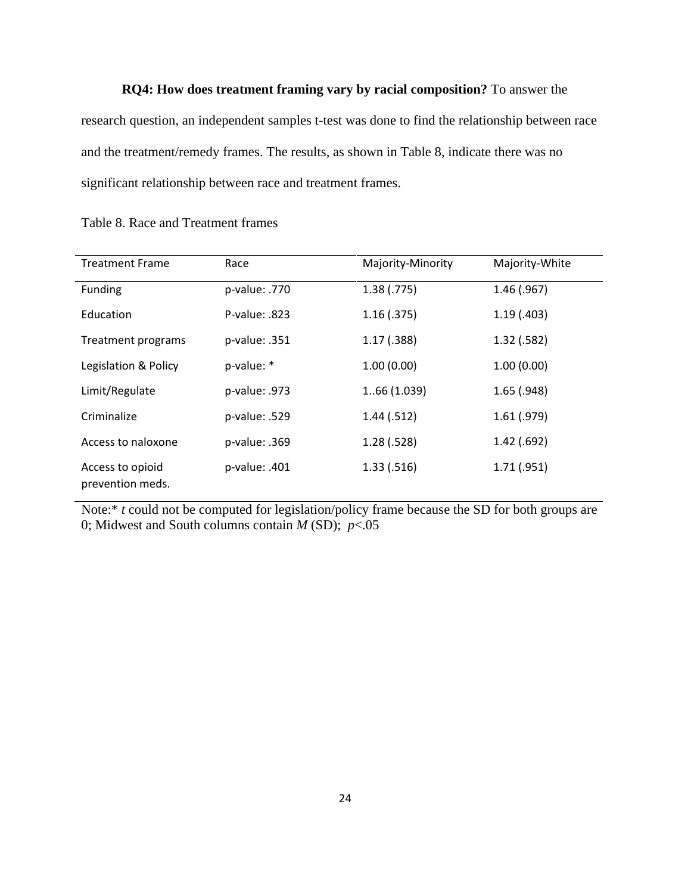**RQ4: How does treatment framing vary by racial composition?** To answer the research question, an independent samples t-test was done to find the relationship between race and the treatment/remedy frames. The results, as shown in Table 8, indicate there was no significant relationship between race and treatment frames.

Table 8. Race and Treatment frames

| Treatment Frame | Race | Majority-Minority | Majority-White |
|---|---|---|---|
| Funding | p-value: .770 | 1.38 (.775) | 1.46 (.967) |
| Education | P-value: .823 | 1.16 (.375) | 1.19 (.403) |
| Treatment programs | p-value: .351 | 1.17 (.388) | 1.32 (.582) |
| Legislation & Policy | p-value: * | 1.00 (0.00) | 1.00 (0.00) |
| Limit/Regulate | p-value: .973 | 1..66 (1.039) | 1.65 (.948) |
| Criminalize | p-value: .529 | 1.44 (.512) | 1.61 (.979) |
| Access to naloxone | p-value: .369 | 1.28 (.528) | 1.42 (.692) |
| Access to opioid prevention meds. | p-value: .401 | 1.33 (.516) | 1.71 (.951) |

Note:* *t* could not be computed for legislation/policy frame because the SD for both groups are 0; Midwest and South columns contain *M* (SD); $p<.05$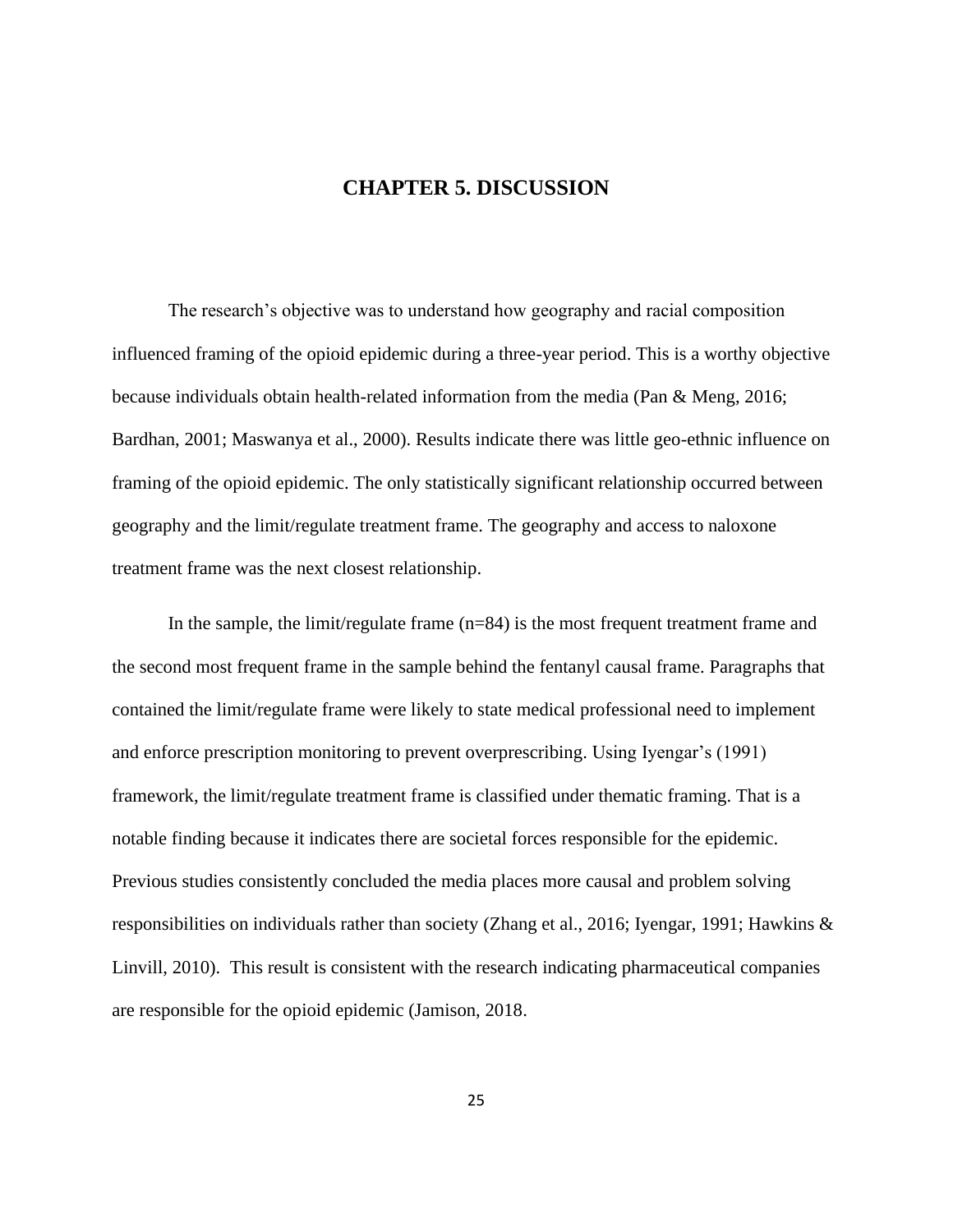# CHAPTER 5. DISCUSSION

The research's objective was to understand how geography and racial composition influenced framing of the opioid epidemic during a three-year period. This is a worthy objective because individuals obtain health-related information from the media (Pan & Meng, 2016; Bardhan, 2001; Maswanya et al., 2000). Results indicate there was little geo-ethnic influence on framing of the opioid epidemic. The only statistically significant relationship occurred between geography and the limit/regulate treatment frame. The geography and access to naloxone treatment frame was the next closest relationship.

In the sample, the limit/regulate frame (n=84) is the most frequent treatment frame and the second most frequent frame in the sample behind the fentanyl causal frame. Paragraphs that contained the limit/regulate frame were likely to state medical professional need to implement and enforce prescription monitoring to prevent overprescribing. Using Iyengar's (1991) framework, the limit/regulate treatment frame is classified under thematic framing. That is a notable finding because it indicates there are societal forces responsible for the epidemic. Previous studies consistently concluded the media places more causal and problem solving responsibilities on individuals rather than society (Zhang et al., 2016; Iyengar, 1991; Hawkins & Linvill, 2010). This result is consistent with the research indicating pharmaceutical companies are responsible for the opioid epidemic (Jamison, 2018.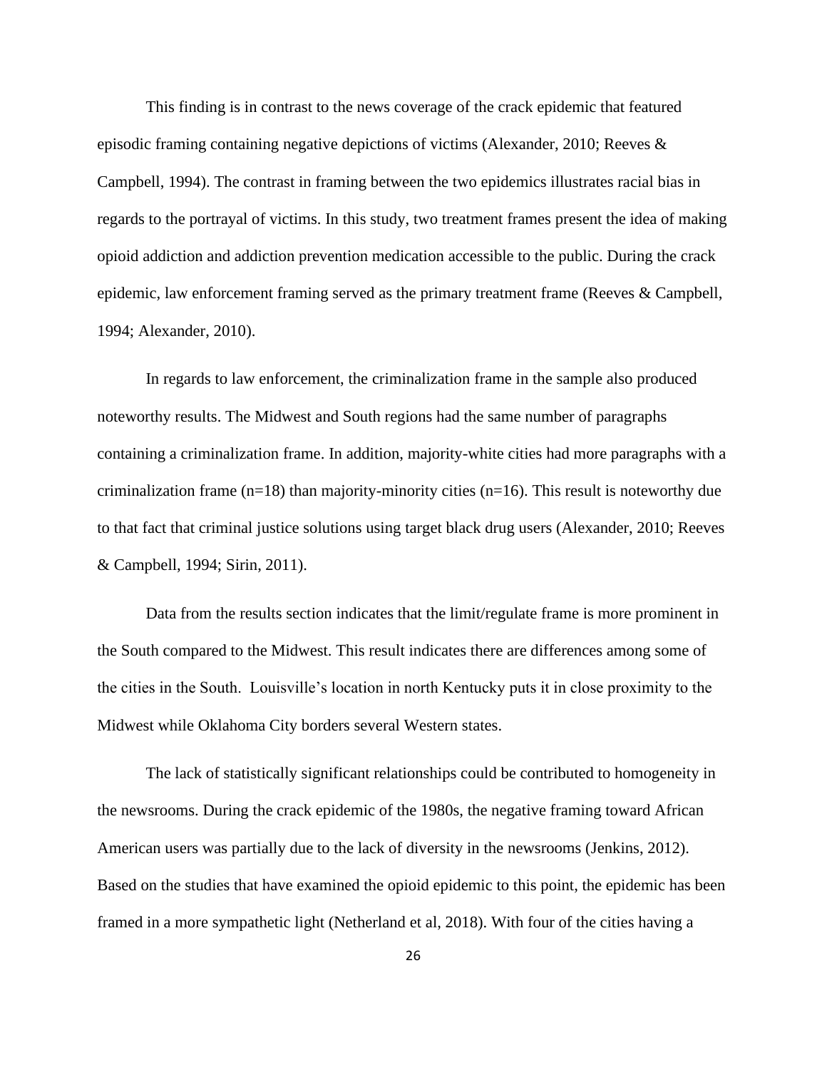This finding is in contrast to the news coverage of the crack epidemic that featured episodic framing containing negative depictions of victims (Alexander, 2010; Reeves & Campbell, 1994). The contrast in framing between the two epidemics illustrates racial bias in regards to the portrayal of victims. In this study, two treatment frames present the idea of making opioid addiction and addiction prevention medication accessible to the public. During the crack epidemic, law enforcement framing served as the primary treatment frame (Reeves & Campbell, 1994; Alexander, 2010).

In regards to law enforcement, the criminalization frame in the sample also produced noteworthy results. The Midwest and South regions had the same number of paragraphs containing a criminalization frame. In addition, majority-white cities had more paragraphs with a criminalization frame (n=18) than majority-minority cities (n=16). This result is noteworthy due to that fact that criminal justice solutions using target black drug users (Alexander, 2010; Reeves & Campbell, 1994; Sirin, 2011).

Data from the results section indicates that the limit/regulate frame is more prominent in the South compared to the Midwest. This result indicates there are differences among some of the cities in the South.  Louisville's location in north Kentucky puts it in close proximity to the Midwest while Oklahoma City borders several Western states.

The lack of statistically significant relationships could be contributed to homogeneity in the newsrooms. During the crack epidemic of the 1980s, the negative framing toward African American users was partially due to the lack of diversity in the newsrooms (Jenkins, 2012). Based on the studies that have examined the opioid epidemic to this point, the epidemic has been framed in a more sympathetic light (Netherland et al, 2018). With four of the cities having a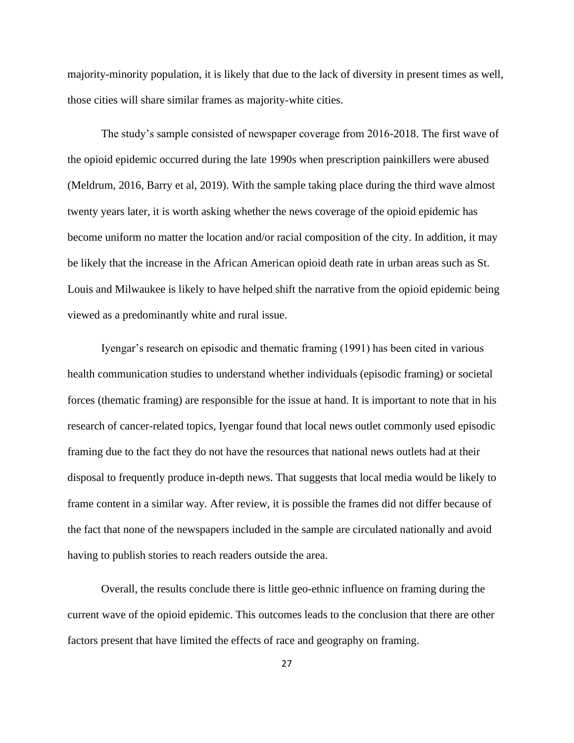majority-minority population, it is likely that due to the lack of diversity in present times as well, those cities will share similar frames as majority-white cities.

The study's sample consisted of newspaper coverage from 2016-2018. The first wave of the opioid epidemic occurred during the late 1990s when prescription painkillers were abused (Meldrum, 2016, Barry et al, 2019). With the sample taking place during the third wave almost twenty years later, it is worth asking whether the news coverage of the opioid epidemic has become uniform no matter the location and/or racial composition of the city. In addition, it may be likely that the increase in the African American opioid death rate in urban areas such as St. Louis and Milwaukee is likely to have helped shift the narrative from the opioid epidemic being viewed as a predominantly white and rural issue.

Iyengar's research on episodic and thematic framing (1991) has been cited in various health communication studies to understand whether individuals (episodic framing) or societal forces (thematic framing) are responsible for the issue at hand. It is important to note that in his research of cancer-related topics, Iyengar found that local news outlet commonly used episodic framing due to the fact they do not have the resources that national news outlets had at their disposal to frequently produce in-depth news. That suggests that local media would be likely to frame content in a similar way. After review, it is possible the frames did not differ because of the fact that none of the newspapers included in the sample are circulated nationally and avoid having to publish stories to reach readers outside the area.

Overall, the results conclude there is little geo-ethnic influence on framing during the current wave of the opioid epidemic. This outcomes leads to the conclusion that there are other factors present that have limited the effects of race and geography on framing.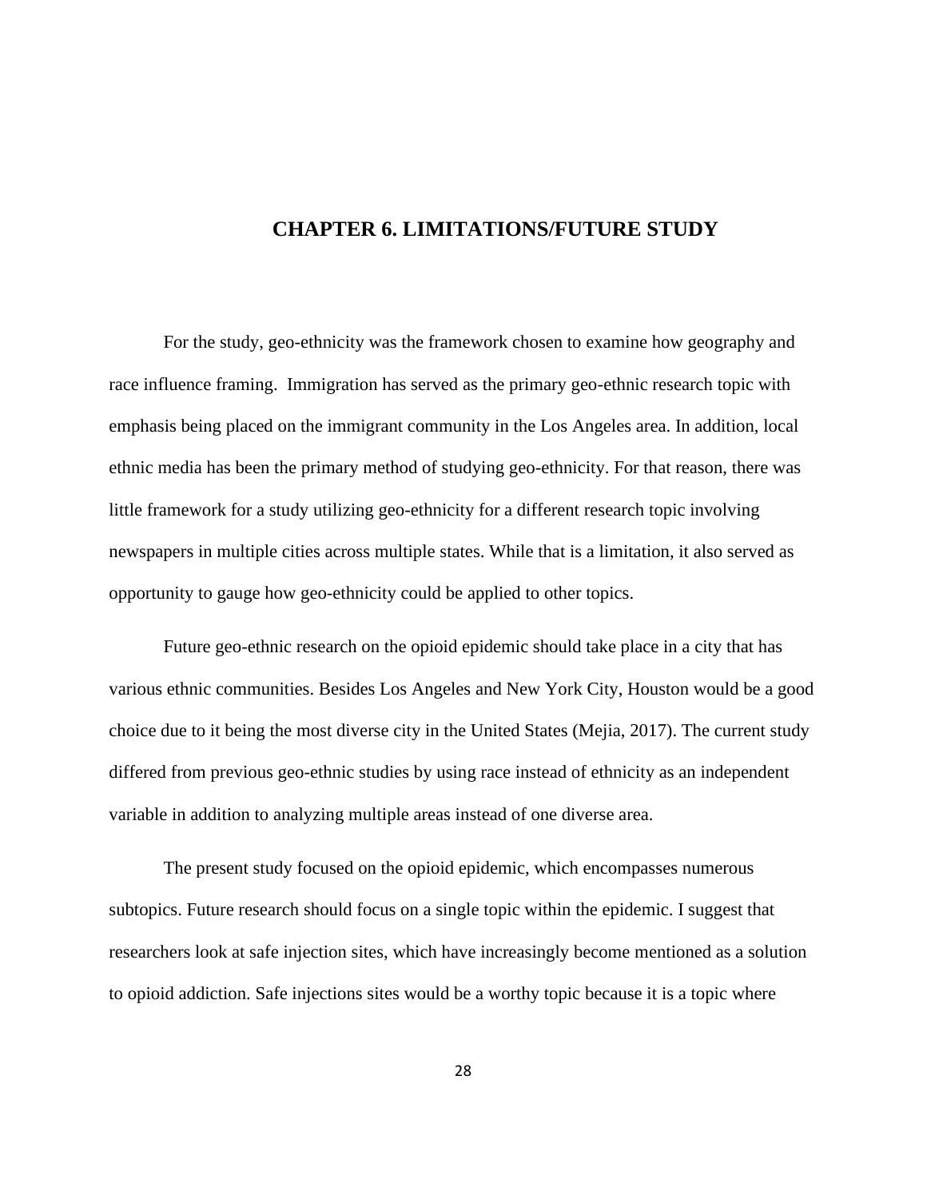# CHAPTER 6. LIMITATIONS/FUTURE STUDY

For the study, geo-ethnicity was the framework chosen to examine how geography and race influence framing.  Immigration has served as the primary geo-ethnic research topic with emphasis being placed on the immigrant community in the Los Angeles area. In addition, local ethnic media has been the primary method of studying geo-ethnicity. For that reason, there was little framework for a study utilizing geo-ethnicity for a different research topic involving newspapers in multiple cities across multiple states. While that is a limitation, it also served as opportunity to gauge how geo-ethnicity could be applied to other topics.

Future geo-ethnic research on the opioid epidemic should take place in a city that has various ethnic communities. Besides Los Angeles and New York City, Houston would be a good choice due to it being the most diverse city in the United States (Mejia, 2017). The current study differed from previous geo-ethnic studies by using race instead of ethnicity as an independent variable in addition to analyzing multiple areas instead of one diverse area.

The present study focused on the opioid epidemic, which encompasses numerous subtopics. Future research should focus on a single topic within the epidemic. I suggest that researchers look at safe injection sites, which have increasingly become mentioned as a solution to opioid addiction. Safe injections sites would be a worthy topic because it is a topic where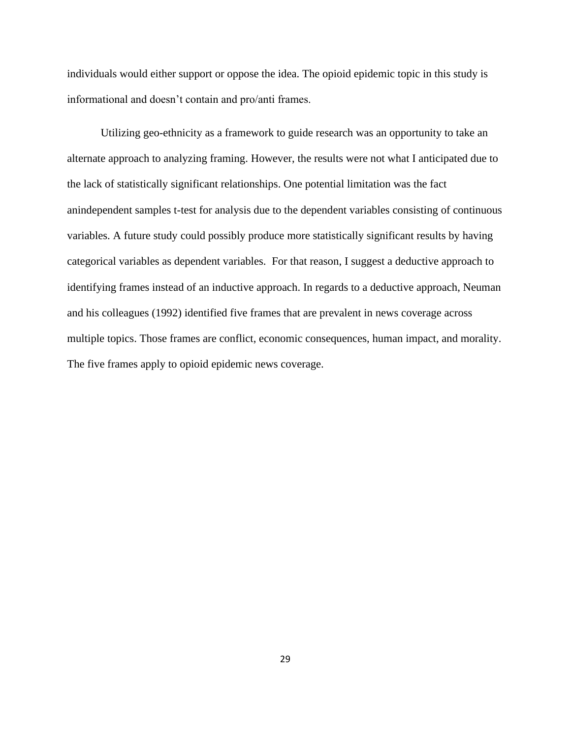individuals would either support or oppose the idea. The opioid epidemic topic in this study is informational and doesn't contain and pro/anti frames.

Utilizing geo-ethnicity as a framework to guide research was an opportunity to take an alternate approach to analyzing framing. However, the results were not what I anticipated due to the lack of statistically significant relationships. One potential limitation was the fact anindependent samples t-test for analysis due to the dependent variables consisting of continuous variables. A future study could possibly produce more statistically significant results by having categorical variables as dependent variables. For that reason, I suggest a deductive approach to identifying frames instead of an inductive approach. In regards to a deductive approach, Neuman and his colleagues (1992) identified five frames that are prevalent in news coverage across multiple topics. Those frames are conflict, economic consequences, human impact, and morality. The five frames apply to opioid epidemic news coverage.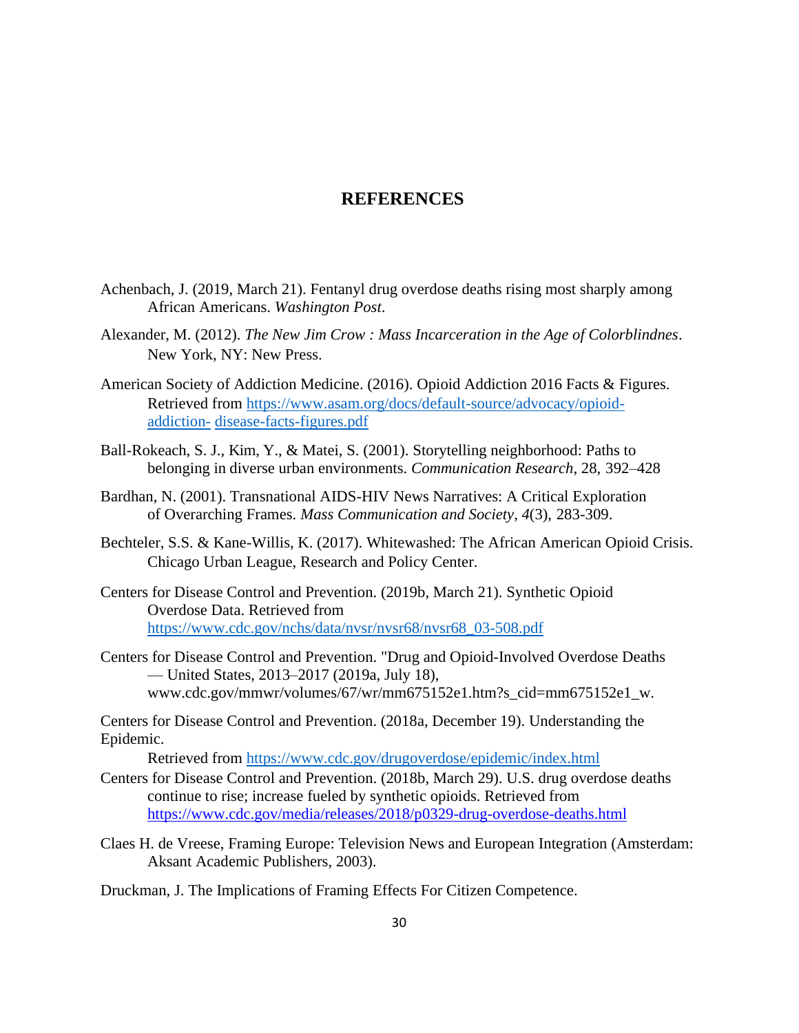# REFERENCES

Achenbach, J. (2019, March 21). Fentanyl drug overdose deaths rising most sharply among African Americans. *Washington Post*.

Alexander, M. (2012). *The New Jim Crow : Mass Incarceration in the Age of Colorblindnes*. New York, NY: New Press.

American Society of Addiction Medicine. (2016). Opioid Addiction 2016 Facts & Figures. Retrieved from https://www.asam.org/docs/default-source/advocacy/opioid-addiction- disease-facts-figures.pdf

Ball-Rokeach, S. J., Kim, Y., & Matei, S. (2001). Storytelling neighborhood: Paths to belonging in diverse urban environments. *Communication Research*, 28, 392–428

Bardhan, N. (2001). Transnational AIDS-HIV News Narratives: A Critical Exploration of Overarching Frames. *Mass Communication and Society*, *4*(3), 283-309.

Bechteler, S.S. & Kane-Willis, K. (2017). Whitewashed: The African American Opioid Crisis. Chicago Urban League, Research and Policy Center.

Centers for Disease Control and Prevention. (2019b, March 21). Synthetic Opioid Overdose Data. Retrieved from https://www.cdc.gov/nchs/data/nvsr/nvsr68/nvsr68_03-508.pdf

Centers for Disease Control and Prevention. "Drug and Opioid-Involved Overdose Deaths — United States, 2013–2017 (2019a, July 18), www.cdc.gov/mmwr/volumes/67/wr/mm675152e1.htm?s_cid=mm675152e1_w.

Centers for Disease Control and Prevention. (2018a, December 19). Understanding the Epidemic.
Retrieved from https://www.cdc.gov/drugoverdose/epidemic/index.html

Centers for Disease Control and Prevention. (2018b, March 29). U.S. drug overdose deaths continue to rise; increase fueled by synthetic opioids. Retrieved from https://www.cdc.gov/media/releases/2018/p0329-drug-overdose-deaths.html

Claes H. de Vreese, Framing Europe: Television News and European Integration (Amsterdam: Aksant Academic Publishers, 2003).

Druckman, J. The Implications of Framing Effects For Citizen Competence.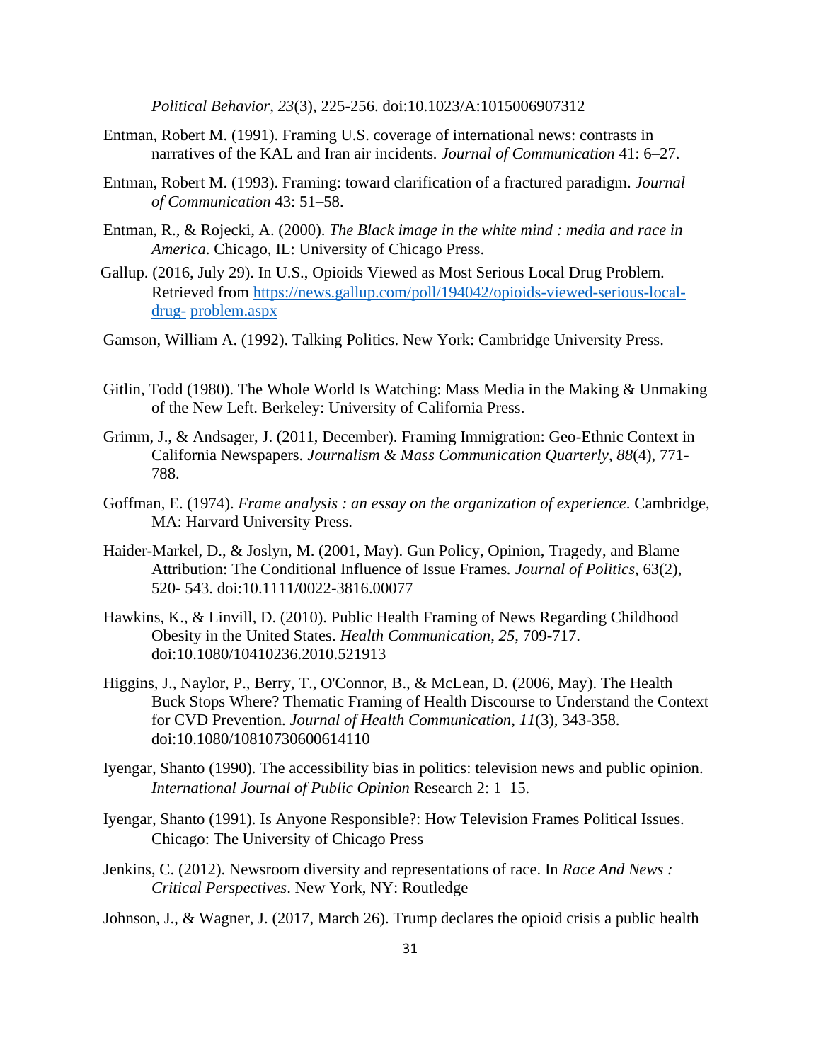*Political Behavior*, *23*(3), 225-256. doi:10.1023/A:1015006907312

Entman, Robert M. (1991). Framing U.S. coverage of international news: contrasts in narratives of the KAL and Iran air incidents. *Journal of Communication* 41: 6–27.

Entman, Robert M. (1993). Framing: toward clarification of a fractured paradigm. *Journal of Communication* 43: 51–58.

Entman, R., & Rojecki, A. (2000). *The Black image in the white mind : media and race in America*. Chicago, IL: University of Chicago Press.

Gallup. (2016, July 29). In U.S., Opioids Viewed as Most Serious Local Drug Problem. Retrieved from https://news.gallup.com/poll/194042/opioids-viewed-serious-local-drug- problem.aspx

Gamson, William A. (1992). Talking Politics. New York: Cambridge University Press.

Gitlin, Todd (1980). The Whole World Is Watching: Mass Media in the Making & Unmaking of the New Left. Berkeley: University of California Press.

Grimm, J., & Andsager, J. (2011, December). Framing Immigration: Geo-Ethnic Context in California Newspapers. *Journalism & Mass Communication Quarterly*, *88*(4), 771-788.

Goffman, E. (1974). *Frame analysis : an essay on the organization of experience*. Cambridge, MA: Harvard University Press.

Haider-Markel, D., & Joslyn, M. (2001, May). Gun Policy, Opinion, Tragedy, and Blame Attribution: The Conditional Influence of Issue Frames. *Journal of Politics*, 63(2), 520- 543. doi:10.1111/0022-3816.00077

Hawkins, K., & Linvill, D. (2010). Public Health Framing of News Regarding Childhood Obesity in the United States. *Health Communication*, *25*, 709-717. doi:10.1080/10410236.2010.521913

Higgins, J., Naylor, P., Berry, T., O'Connor, B., & McLean, D. (2006, May). The Health Buck Stops Where? Thematic Framing of Health Discourse to Understand the Context for CVD Prevention. *Journal of Health Communication*, *11*(3), 343-358. doi:10.1080/10810730600614110

Iyengar, Shanto (1990). The accessibility bias in politics: television news and public opinion. *International Journal of Public Opinion* Research 2: 1–15.

Iyengar, Shanto (1991). Is Anyone Responsible?: How Television Frames Political Issues. Chicago: The University of Chicago Press

Jenkins, C. (2012). Newsroom diversity and representations of race. In *Race And News : Critical Perspectives*. New York, NY: Routledge

Johnson, J., & Wagner, J. (2017, March 26). Trump declares the opioid crisis a public health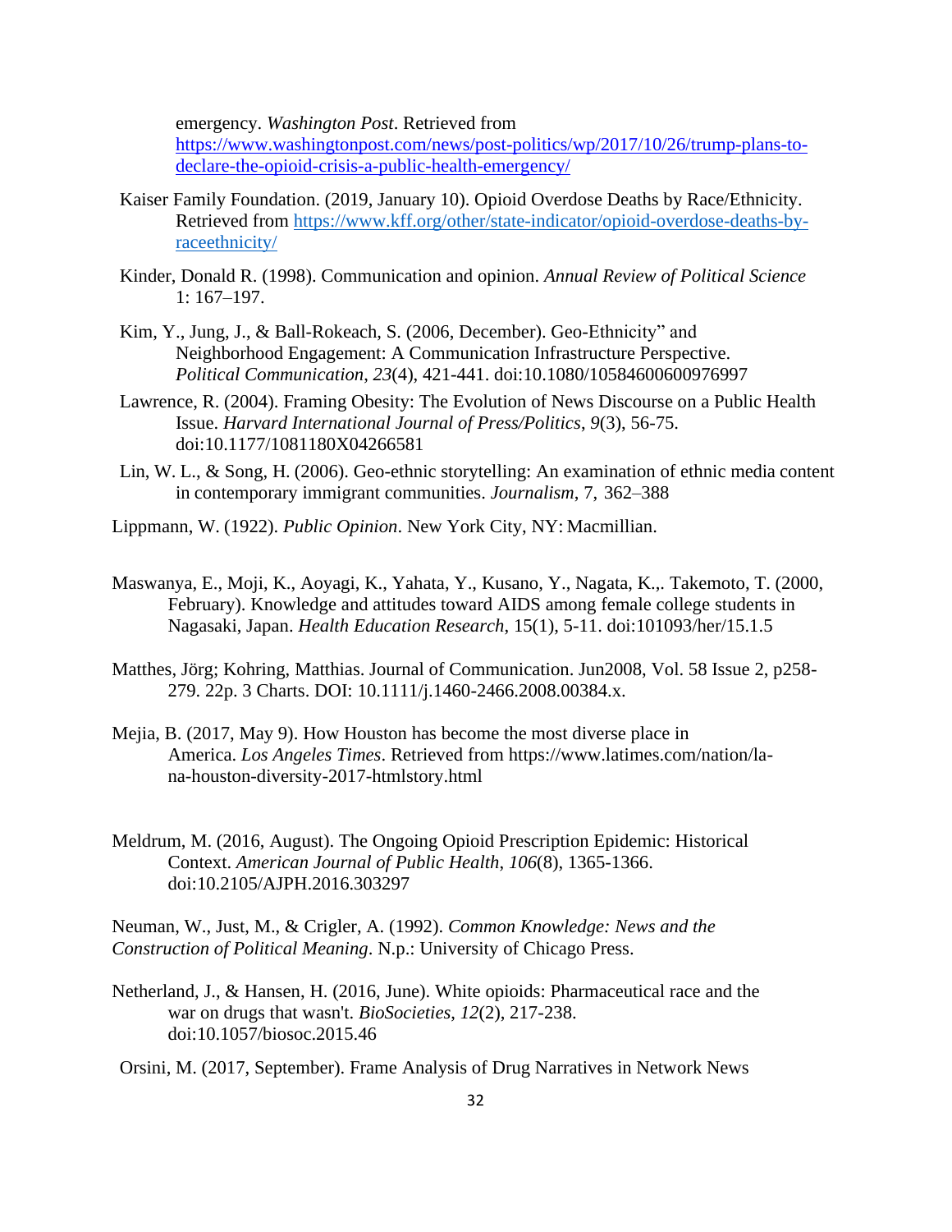emergency. *Washington Post*. Retrieved from https://www.washingtonpost.com/news/post-politics/wp/2017/10/26/trump-plans-to-declare-the-opioid-crisis-a-public-health-emergency/

Kaiser Family Foundation. (2019, January 10). Opioid Overdose Deaths by Race/Ethnicity. Retrieved from https://www.kff.org/other/state-indicator/opioid-overdose-deaths-by-raceethnicity/

Kinder, Donald R. (1998). Communication and opinion. *Annual Review of Political Science* 1: 167–197.

Kim, Y., Jung, J., & Ball-Rokeach, S. (2006, December). Geo-Ethnicity" and Neighborhood Engagement: A Communication Infrastructure Perspective. *Political Communication*, *23*(4), 421-441. doi:10.1080/10584600600976997

Lawrence, R. (2004). Framing Obesity: The Evolution of News Discourse on a Public Health Issue. *Harvard International Journal of Press/Politics*, *9*(3), 56-75. doi:10.1177/1081180X04266581

Lin, W. L., & Song, H. (2006). Geo-ethnic storytelling: An examination of ethnic media content in contemporary immigrant communities. *Journalism*, 7, 362–388

Lippmann, W. (1922). *Public Opinion*. New York City, NY: Macmillian.

Maswanya, E., Moji, K., Aoyagi, K., Yahata, Y., Kusano, Y., Nagata, K.,. Takemoto, T. (2000, February). Knowledge and attitudes toward AIDS among female college students in Nagasaki, Japan. *Health Education Research*, 15(1), 5-11. doi:101093/her/15.1.5

Matthes, Jörg; Kohring, Matthias. Journal of Communication. Jun2008, Vol. 58 Issue 2, p258-279. 22p. 3 Charts. DOI: 10.1111/j.1460-2466.2008.00384.x.

Mejia, B. (2017, May 9). How Houston has become the most diverse place in America. *Los Angeles Times*. Retrieved from https://www.latimes.com/nation/la-na-houston-diversity-2017-htmlstory.html

Meldrum, M. (2016, August). The Ongoing Opioid Prescription Epidemic: Historical Context. *American Journal of Public Health*, *106*(8), 1365-1366. doi:10.2105/AJPH.2016.303297

Neuman, W., Just, M., & Crigler, A. (1992). *Common Knowledge: News and the Construction of Political Meaning*. N.p.: University of Chicago Press.

Netherland, J., & Hansen, H. (2016, June). White opioids: Pharmaceutical race and the war on drugs that wasn't. *BioSocieties*, *12*(2), 217-238. doi:10.1057/biosoc.2015.46

Orsini, M. (2017, September). Frame Analysis of Drug Narratives in Network News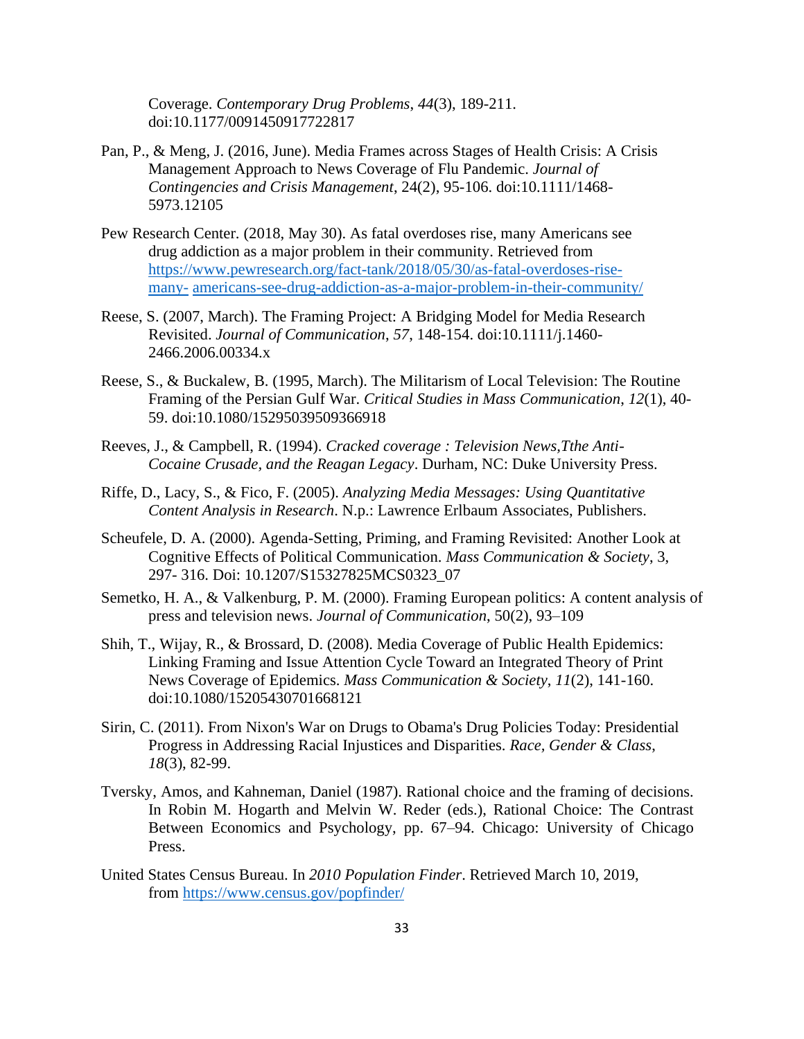Coverage. *Contemporary Drug Problems*, *44*(3), 189-211. doi:10.1177/0091450917722817

Pan, P., & Meng, J. (2016, June). Media Frames across Stages of Health Crisis: A Crisis Management Approach to News Coverage of Flu Pandemic. *Journal of Contingencies and Crisis Management*, 24(2), 95-106. doi:10.1111/1468-5973.12105

Pew Research Center. (2018, May 30). As fatal overdoses rise, many Americans see drug addiction as a major problem in their community. Retrieved from https://www.pewresearch.org/fact-tank/2018/05/30/as-fatal-overdoses-rise-many- americans-see-drug-addiction-as-a-major-problem-in-their-community/

Reese, S. (2007, March). The Framing Project: A Bridging Model for Media Research Revisited. *Journal of Communication*, *57*, 148-154. doi:10.1111/j.1460-2466.2006.00334.x

Reese, S., & Buckalew, B. (1995, March). The Militarism of Local Television: The Routine Framing of the Persian Gulf War. *Critical Studies in Mass Communication*, *12*(1), 40-59. doi:10.1080/15295039509366918

Reeves, J., & Campbell, R. (1994). *Cracked coverage : Television News,Tthe Anti-Cocaine Crusade, and the Reagan Legacy*. Durham, NC: Duke University Press.

Riffe, D., Lacy, S., & Fico, F. (2005). *Analyzing Media Messages: Using Quantitative Content Analysis in Research*. N.p.: Lawrence Erlbaum Associates, Publishers.

Scheufele, D. A. (2000). Agenda-Setting, Priming, and Framing Revisited: Another Look at Cognitive Effects of Political Communication. *Mass Communication & Society*, 3, 297- 316. Doi: 10.1207/S15327825MCS0323_07

Semetko, H. A., & Valkenburg, P. M. (2000). Framing European politics: A content analysis of press and television news. *Journal of Communication*, 50(2), 93–109

Shih, T., Wijay, R., & Brossard, D. (2008). Media Coverage of Public Health Epidemics: Linking Framing and Issue Attention Cycle Toward an Integrated Theory of Print News Coverage of Epidemics. *Mass Communication & Society*, *11*(2), 141-160. doi:10.1080/15205430701668121

Sirin, C. (2011). From Nixon's War on Drugs to Obama's Drug Policies Today: Presidential Progress in Addressing Racial Injustices and Disparities. *Race, Gender & Class*, *18*(3), 82-99.

Tversky, Amos, and Kahneman, Daniel (1987). Rational choice and the framing of decisions. In Robin M. Hogarth and Melvin W. Reder (eds.), Rational Choice: The Contrast Between Economics and Psychology, pp. 67–94. Chicago: University of Chicago Press.

United States Census Bureau. In *2010 Population Finder*. Retrieved March 10, 2019, from https://www.census.gov/popfinder/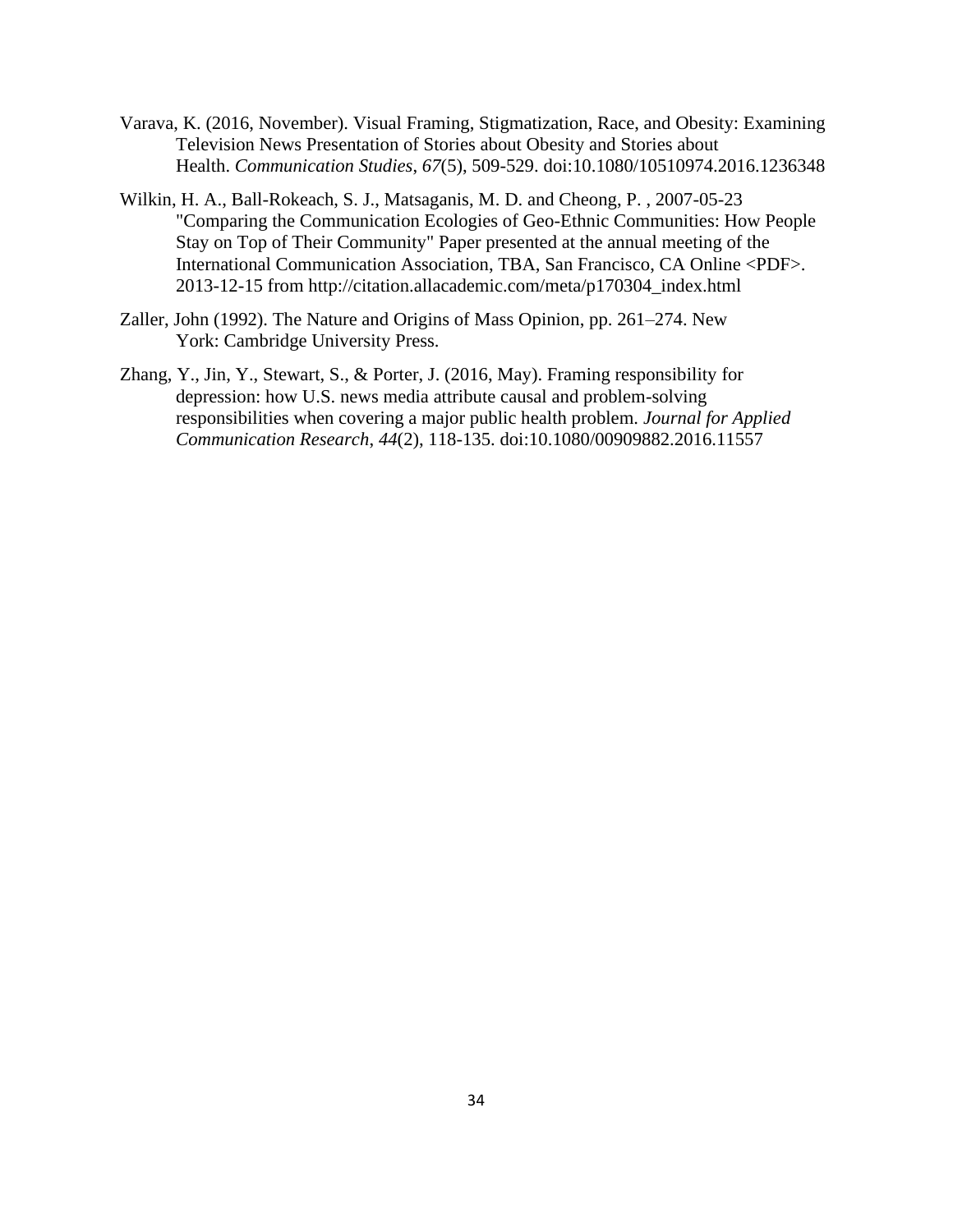Varava, K. (2016, November). Visual Framing, Stigmatization, Race, and Obesity: Examining Television News Presentation of Stories about Obesity and Stories about Health. *Communication Studies*, *67*(5), 509-529. doi:10.1080/10510974.2016.1236348

Wilkin, H. A., Ball-Rokeach, S. J., Matsaganis, M. D. and Cheong, P. , 2007-05-23 "Comparing the Communication Ecologies of Geo-Ethnic Communities: How People Stay on Top of Their Community" Paper presented at the annual meeting of the International Communication Association, TBA, San Francisco, CA Online <PDF>. 2013-12-15 from http://citation.allacademic.com/meta/p170304_index.html

Zaller, John (1992). The Nature and Origins of Mass Opinion, pp. 261–274. New York: Cambridge University Press.

Zhang, Y., Jin, Y., Stewart, S., & Porter, J. (2016, May). Framing responsibility for depression: how U.S. news media attribute causal and problem-solving responsibilities when covering a major public health problem. *Journal for Applied Communication Research*, *44*(2), 118-135. doi:10.1080/00909882.2016.11557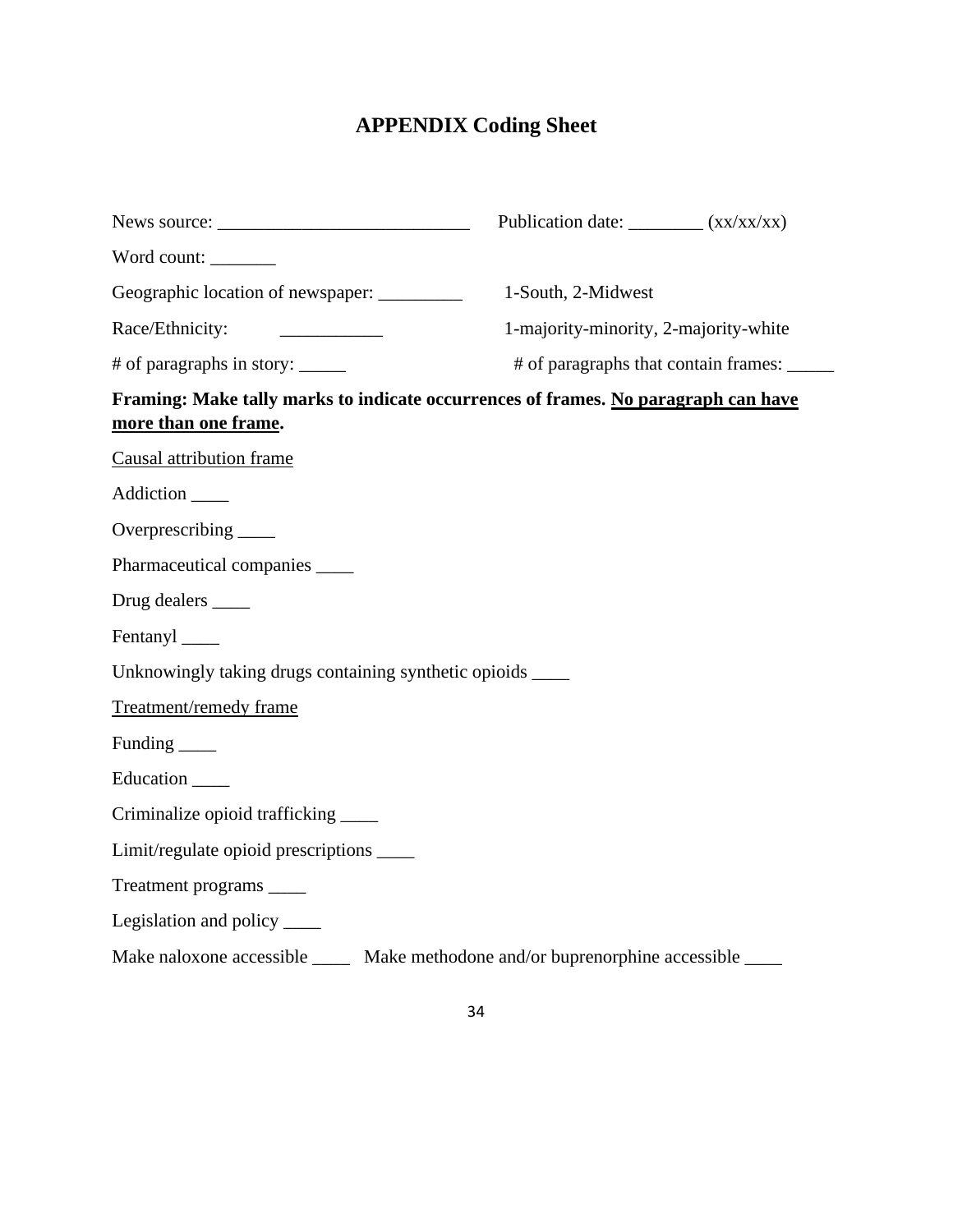# APPENDIX Coding Sheet

News source: ___________________________ Publication date: ________ (xx/xx/xx)

Word count: _______

Geographic location of newspaper: _________ 1-South, 2-Midwest

Race/Ethnicity: ___________ 1-majority-minority, 2-majority-white

# of paragraphs in story: _____ # of paragraphs that contain frames: _____

**Framing: Make tally marks to indicate occurrences of frames. <u>No paragraph can have more than one frame</u>.**

<u>Causal attribution frame</u>

Addiction ____

Overprescribing ____

Pharmaceutical companies ____

Drug dealers ____

Fentanyl ____

Unknowingly taking drugs containing synthetic opioids ____

<u>Treatment/remedy frame</u>

Funding ____

Education ____

Criminalize opioid trafficking ____

Limit/regulate opioid prescriptions ____

Treatment programs ____

Legislation and policy ____

Make naloxone accessible ____ Make methodone and/or buprenorphine accessible ____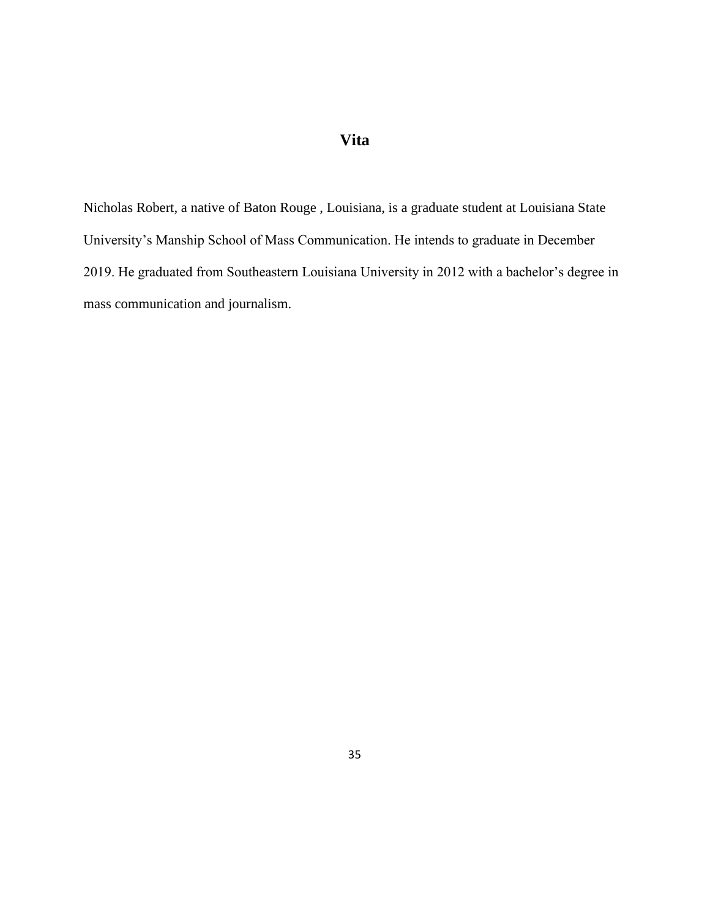# Vita

Nicholas Robert, a native of Baton Rouge , Louisiana, is a graduate student at Louisiana State University's Manship School of Mass Communication. He intends to graduate in December 2019. He graduated from Southeastern Louisiana University in 2012 with a bachelor's degree in mass communication and journalism.